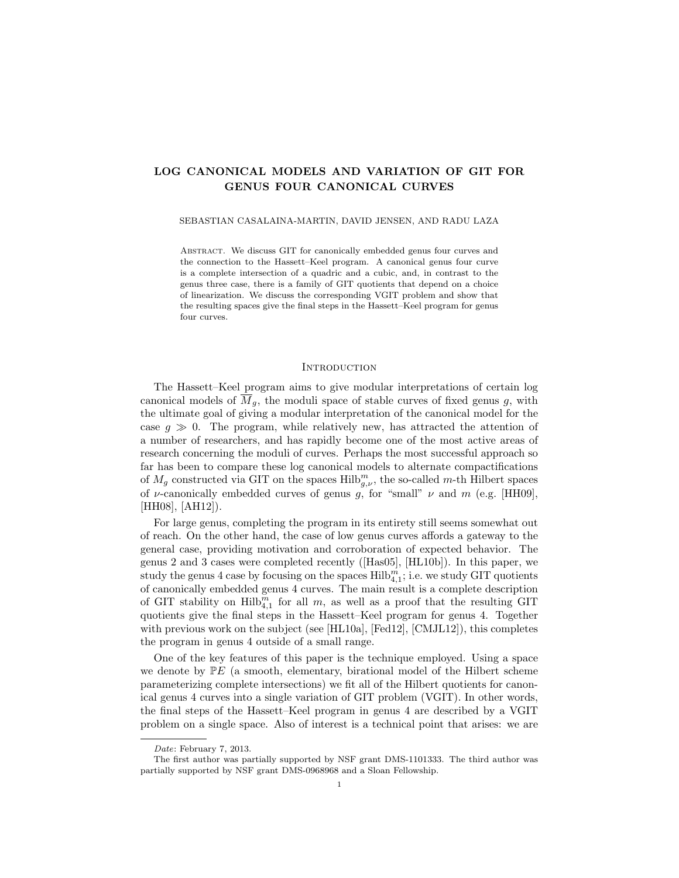# LOG CANONICAL MODELS AND VARIATION OF GIT FOR GENUS FOUR CANONICAL CURVES

SEBASTIAN CASALAINA-MARTIN, DAVID JENSEN, AND RADU LAZA

Abstract. We discuss GIT for canonically embedded genus four curves and the connection to the Hassett–Keel program. A canonical genus four curve is a complete intersection of a quadric and a cubic, and, in contrast to the genus three case, there is a family of GIT quotients that depend on a choice of linearization. We discuss the corresponding VGIT problem and show that the resulting spaces give the final steps in the Hassett–Keel program for genus four curves.

## Introduction

The Hassett–Keel program aims to give modular interpretations of certain log canonical models of $\overline{M}_g$, the moduli space of stable curves of fixed genus $g$, with the ultimate goal of giving a modular interpretation of the canonical model for the case $g \gg 0$. The program, while relatively new, has attracted the attention of a number of researchers, and has rapidly become one of the most active areas of research concerning the moduli of curves. Perhaps the most successful approach so far has been to compare these log canonical models to alternate compactifications of $M_g$ constructed via GIT on the spaces $\mathrm{Hilb}^m_{g,\nu}$, the so-called $m$-th Hilbert spaces of $\nu$-canonically embedded curves of genus $g$, for "small" $\nu$ and $m$ (e.g. [HH09], [HH08], [AH12]).

For large genus, completing the program in its entirety still seems somewhat out of reach. On the other hand, the case of low genus curves affords a gateway to the general case, providing motivation and corroboration of expected behavior. The genus 2 and 3 cases were completed recently ([Has05], [HL10b]). In this paper, we study the genus 4 case by focusing on the spaces $\mathrm{Hilb}^m_{4,1}$; i.e. we study GIT quotients of canonically embedded genus 4 curves. The main result is a complete description of GIT stability on $\mathrm{Hilb}^m_{4,1}$ for all $m$, as well as a proof that the resulting GIT quotients give the final steps in the Hassett–Keel program for genus 4. Together with previous work on the subject (see [HL10a], [Fed12], [CMJL12]), this completes the program in genus 4 outside of a small range.

One of the key features of this paper is the technique employed. Using a space we denote by $\mathbb{P}E$ (a smooth, elementary, birational model of the Hilbert scheme parameterizing complete intersections) we fit all of the Hilbert quotients for canonical genus 4 curves into a single variation of GIT problem (VGIT). In other words, the final steps of the Hassett–Keel program in genus 4 are described by a VGIT problem on a single space. Also of interest is a technical point that arises: we are

*Date*: February 7, 2013.

The first author was partially supported by NSF grant DMS-1101333. The third author was partially supported by NSF grant DMS-0968968 and a Sloan Fellowship.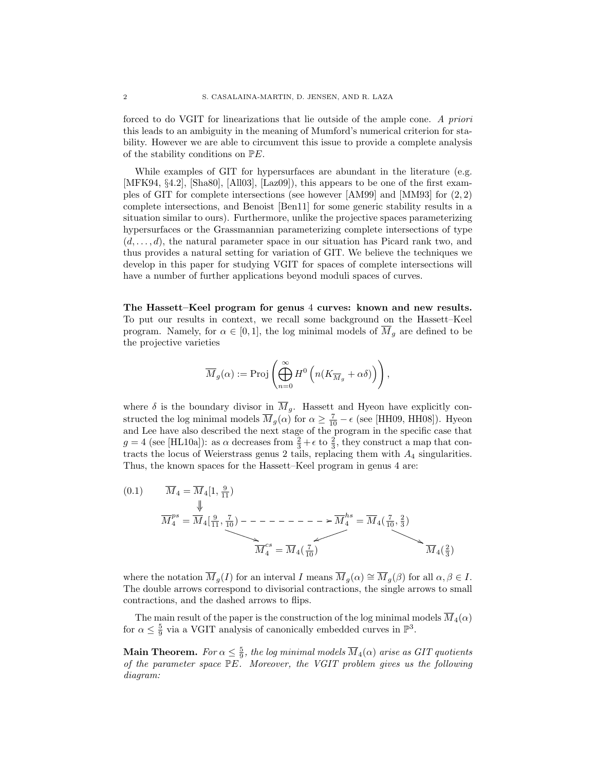forced to do VGIT for linearizations that lie outside of the ample cone. *A priori* this leads to an ambiguity in the meaning of Mumford's numerical criterion for stability. However we are able to circumvent this issue to provide a complete analysis of the stability conditions on $\mathbb{P}E$.

While examples of GIT for hypersurfaces are abundant in the literature (e.g. [MFK94, §4.2], [Sha80], [All03], [Laz09]), this appears to be one of the first examples of GIT for complete intersections (see however [AM99] and [MM93] for $(2,2)$ complete intersections, and Benoist [Ben11] for some generic stability results in a situation similar to ours). Furthermore, unlike the projective spaces parameterizing hypersurfaces or the Grassmannian parameterizing complete intersections of type $(d,\dots,d)$, the natural parameter space in our situation has Picard rank two, and thus provides a natural setting for variation of GIT. We believe the techniques we develop in this paper for studying VGIT for spaces of complete intersections will have a number of further applications beyond moduli spaces of curves.

**The Hassett–Keel program for genus 4 curves: known and new results.** To put our results in context, we recall some background on the Hassett–Keel program. Namely, for $\alpha \in [0,1]$, the log minimal models of $\overline{M}_g$ are defined to be the projective varieties

$$\overline{M}_g(\alpha) := \operatorname{Proj}\left(\bigoplus_{n=0}^{\infty} H^0\left(n(K_{\overline{M}_g} + \alpha\delta)\right)\right),$$

where $\delta$ is the boundary divisor in $\overline{M}_g$. Hassett and Hyeon have explicitly constructed the log minimal models $\overline{M}_g(\alpha)$ for $\alpha \geq \frac{7}{10} - \epsilon$ (see [HH09, HH08]). Hyeon and Lee have also described the next stage of the program in the specific case that $g = 4$ (see [HL10a]): as $\alpha$ decreases from $\frac{2}{3}+\epsilon$ to $\frac{2}{3}$, they construct a map that contracts the locus of Weierstrass genus 2 tails, replacing them with $A_4$ singularities. Thus, the known spaces for the Hassett–Keel program in genus 4 are:

$$(0.1) \qquad \begin{array}{ccccc}
\overline{M}_4 = \overline{M}_4[1, \frac{9}{11}) & & & & \\
\Downarrow & & & & \\
\overline{M}_4^{ps} = \overline{M}_4[\frac{9}{11}, \frac{7}{10}) & \dashrightarrow & \overline{M}_4^{hs} = \overline{M}_4(\frac{7}{10}, \frac{2}{3}) & & \\
& \searrow \quad \overline{M}_4^{cs} = \overline{M}_4(\frac{7}{10}) \quad \swarrow & & \searrow & \overline{M}_4(\frac{2}{3})
\end{array}$$

where the notation $\overline{M}_g(I)$ for an interval $I$ means $\overline{M}_g(\alpha) \cong \overline{M}_g(\beta)$ for all $\alpha, \beta \in I$. The double arrows correspond to divisorial contractions, the single arrows to small contractions, and the dashed arrows to flips.

The main result of the paper is the construction of the log minimal models $\overline{M}_4(\alpha)$ for $\alpha \leq \frac{5}{9}$ via a VGIT analysis of canonically embedded curves in $\mathbb{P}^3$.

**Main Theorem.** *For $\alpha \leq \frac{5}{9}$, the log minimal models $\overline{M}_4(\alpha)$ arise as GIT quotients of the parameter space $\mathbb{P}E$. Moreover, the VGIT problem gives us the following diagram:*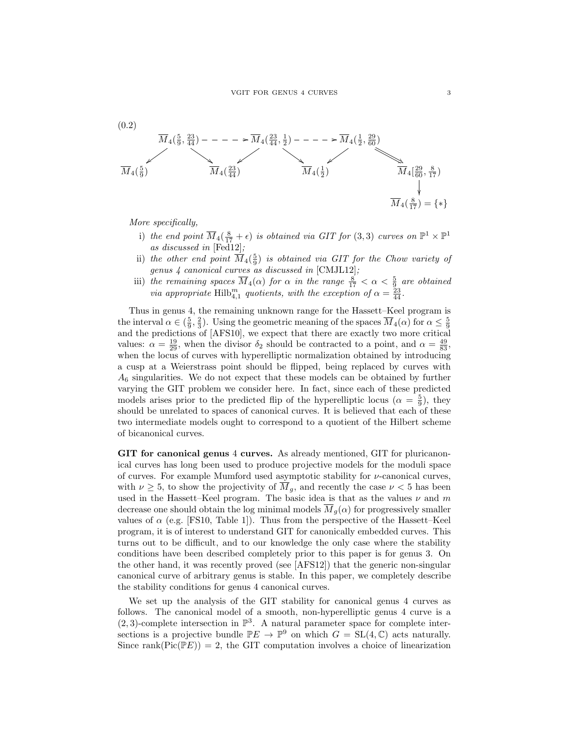(0.2)

$$
\begin{array}{ccccccc}
 & \overline{M}_4(\frac{5}{9},\frac{23}{44}) & \dashrightarrow & \overline{M}_4(\frac{23}{44},\frac{1}{2}) & \dashrightarrow & \overline{M}_4(\frac{1}{2},\frac{29}{60}) & \\
\swarrow & & \searrow\ \swarrow & & \searrow\ \swarrow & & \searrow\!\!\searrow \\
\overline{M}_4(\frac{5}{9}) & & \overline{M}_4(\frac{23}{44}) & & \overline{M}_4(\frac{1}{2}) & & \overline{M}_4[\frac{29}{60},\frac{8}{17}) \\
 & & & & & & \downarrow \\
 & & & & & & \overline{M}_4(\frac{8}{17}) = \{*\}
\end{array}
$$

*More specifically,*

i) *the end point $\overline{M}_4(\frac{8}{17}+\epsilon)$ is obtained via GIT for $(3,3)$ curves on $\mathbb{P}^1 \times \mathbb{P}^1$ as discussed in* [Fed12]*;*

ii) *the other end point $\overline{M}_4(\frac{5}{9})$ is obtained via GIT for the Chow variety of genus 4 canonical curves as discussed in* [CMJL12]*;*

iii) *the remaining spaces $\overline{M}_4(\alpha)$ for $\alpha$ in the range $\frac{8}{17} < \alpha < \frac{5}{9}$ are obtained via appropriate $\mathrm{Hilb}^m_{4,1}$ quotients, with the exception of $\alpha = \frac{23}{44}$.*

Thus in genus 4, the remaining unknown range for the Hassett–Keel program is the interval $\alpha \in (\frac{5}{9}, \frac{2}{3})$. Using the geometric meaning of the spaces $\overline{M}_4(\alpha)$ for $\alpha \leq \frac{5}{9}$ and the predictions of [AFS10], we expect that there are exactly two more critical values: $\alpha = \frac{19}{29}$, when the divisor $\delta_2$ should be contracted to a point, and $\alpha = \frac{49}{83}$, when the locus of curves with hyperelliptic normalization obtained by introducing a cusp at a Weierstrass point should be flipped, being replaced by curves with $A_6$ singularities. We do not expect that these models can be obtained by further varying the GIT problem we consider here. In fact, since each of these predicted models arises prior to the predicted flip of the hyperelliptic locus ($\alpha = \frac{5}{9}$), they should be unrelated to spaces of canonical curves. It is believed that each of these two intermediate models ought to correspond to a quotient of the Hilbert scheme of bicanonical curves.

**GIT for canonical genus 4 curves.** As already mentioned, GIT for pluricanonical curves has long been used to produce projective models for the moduli space of curves. For example Mumford used asymptotic stability for $\nu$-canonical curves, with $\nu \geq 5$, to show the projectivity of $\overline{M}_g$, and recently the case $\nu < 5$ has been used in the Hassett–Keel program. The basic idea is that as the values $\nu$ and $m$ decrease one should obtain the log minimal models $\overline{M}_g(\alpha)$ for progressively smaller values of $\alpha$ (e.g. [FS10, Table 1]). Thus from the perspective of the Hassett–Keel program, it is of interest to understand GIT for canonically embedded curves. This turns out to be difficult, and to our knowledge the only case where the stability conditions have been described completely prior to this paper is for genus 3. On the other hand, it was recently proved (see [AFS12]) that the generic non-singular canonical curve of arbitrary genus is stable. In this paper, we completely describe the stability conditions for genus 4 canonical curves.

We set up the analysis of the GIT stability for canonical genus 4 curves as follows. The canonical model of a smooth, non-hyperelliptic genus 4 curve is a $(2,3)$-complete intersection in $\mathbb{P}^3$. A natural parameter space for complete intersections is a projective bundle $\mathbb{P}E \to \mathbb{P}^9$ on which $G = \mathrm{SL}(4,\mathbb{C})$ acts naturally. Since $\mathrm{rank}(\mathrm{Pic}(\mathbb{P}E)) = 2$, the GIT computation involves a choice of linearization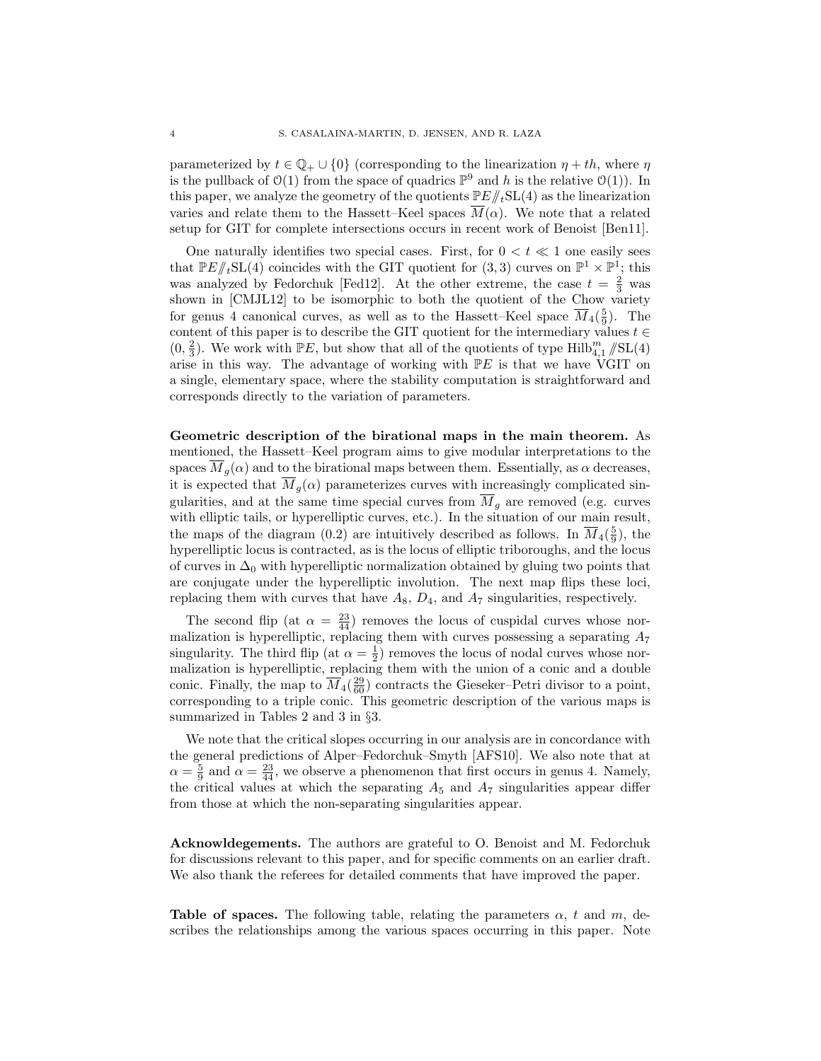parameterized by $t \in \mathbb{Q}_+ \cup \{0\}$ (corresponding to the linearization $\eta + th$, where $\eta$ is the pullback of $\mathcal{O}(1)$ from the space of quadrics $\mathbb{P}^9$ and $h$ is the relative $\mathcal{O}(1)$). In this paper, we analyze the geometry of the quotients $\mathbb{P}E /\!\!/_t \mathrm{SL}(4)$ as the linearization varies and relate them to the Hassett–Keel spaces $\overline{M}(\alpha)$. We note that a related setup for GIT for complete intersections occurs in recent work of Benoist [Ben11].

One naturally identifies two special cases. First, for $0 < t \ll 1$ one easily sees that $\mathbb{P}E /\!\!/_t \mathrm{SL}(4)$ coincides with the GIT quotient for $(3,3)$ curves on $\mathbb{P}^1 \times \mathbb{P}^1$; this was analyzed by Fedorchuk [Fed12]. At the other extreme, the case $t = \frac{2}{3}$ was shown in [CMJL12] to be isomorphic to both the quotient of the Chow variety for genus 4 canonical curves, as well as to the Hassett–Keel space $\overline{M}_4(\frac{5}{9})$. The content of this paper is to describe the GIT quotient for the intermediary values $t \in (0, \frac{2}{3})$. We work with $\mathbb{P}E$, but show that all of the quotients of type $\mathrm{Hilb}^m_{4,1} /\!\!/ \mathrm{SL}(4)$ arise in this way. The advantage of working with $\mathbb{P}E$ is that we have VGIT on a single, elementary space, where the stability computation is straightforward and corresponds directly to the variation of parameters.

**Geometric description of the birational maps in the main theorem.** As mentioned, the Hassett–Keel program aims to give modular interpretations to the spaces $\overline{M}_g(\alpha)$ and to the birational maps between them. Essentially, as $\alpha$ decreases, it is expected that $\overline{M}_g(\alpha)$ parameterizes curves with increasingly complicated singularities, and at the same time special curves from $\overline{M}_g$ are removed (e.g. curves with elliptic tails, or hyperelliptic curves, etc.). In the situation of our main result, the maps of the diagram (0.2) are intuitively described as follows. In $\overline{M}_4(\frac{5}{9})$, the hyperelliptic locus is contracted, as is the locus of elliptic triboroughs, and the locus of curves in $\Delta_0$ with hyperelliptic normalization obtained by gluing two points that are conjugate under the hyperelliptic involution. The next map flips these loci, replacing them with curves that have $A_8$, $D_4$, and $A_7$ singularities, respectively.

The second flip (at $\alpha = \frac{23}{44}$) removes the locus of cuspidal curves whose normalization is hyperelliptic, replacing them with curves possessing a separating $A_7$ singularity. The third flip (at $\alpha = \frac{1}{2}$) removes the locus of nodal curves whose normalization is hyperelliptic, replacing them with the union of a conic and a double conic. Finally, the map to $\overline{M}_4(\frac{29}{60})$ contracts the Gieseker–Petri divisor to a point, corresponding to a triple conic. This geometric description of the various maps is summarized in Tables 2 and 3 in §3.

We note that the critical slopes occurring in our analysis are in concordance with the general predictions of Alper–Fedorchuk–Smyth [AFS10]. We also note that at $\alpha = \frac{5}{9}$ and $\alpha = \frac{23}{44}$, we observe a phenomenon that first occurs in genus 4. Namely, the critical values at which the separating $A_5$ and $A_7$ singularities appear differ from those at which the non-separating singularities appear.

**Acknowldegements.** The authors are grateful to O. Benoist and M. Fedorchuk for discussions relevant to this paper, and for specific comments on an earlier draft. We also thank the referees for detailed comments that have improved the paper.

**Table of spaces.** The following table, relating the parameters $\alpha$, $t$ and $m$, describes the relationships among the various spaces occurring in this paper. Note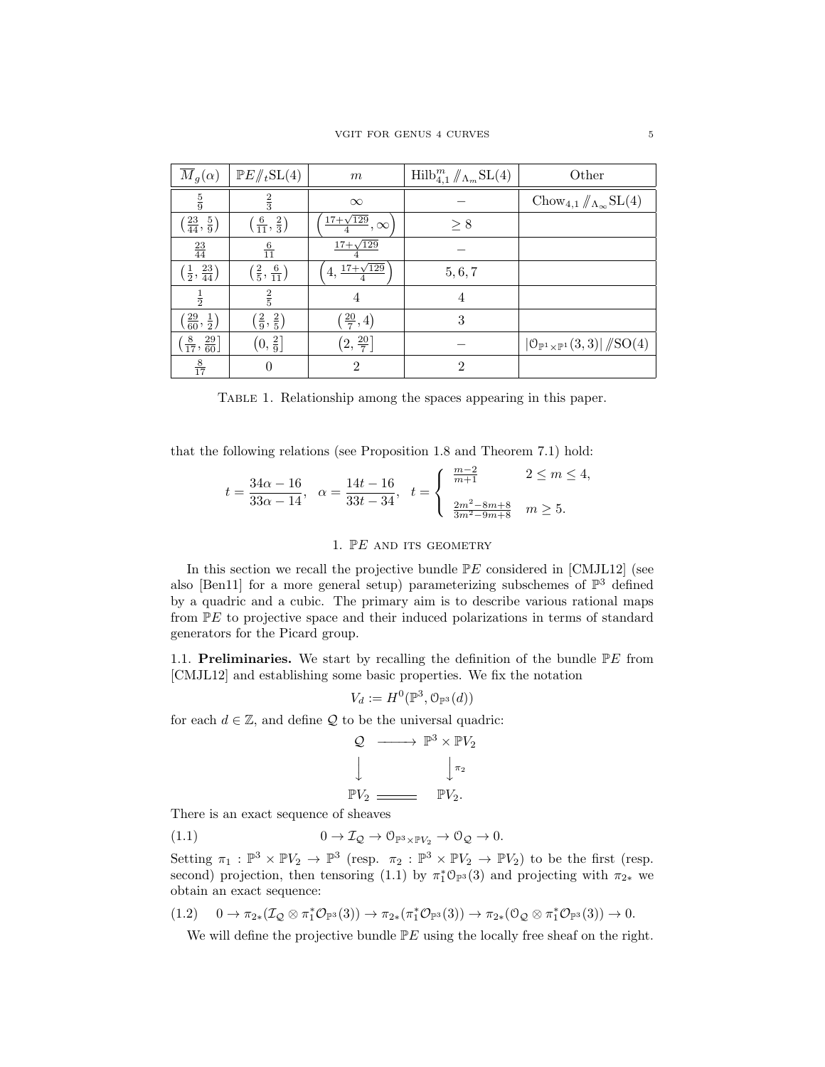| $\overline{M}_g(\alpha)$ | $\mathbb{P}E/\!\!/_t\mathrm{SL}(4)$ | $m$ | $\mathrm{Hilb}^m_{4,1}/\!\!/_{\Lambda_m}\mathrm{SL}(4)$ | Other |
|---|---|---|---|---|
| $\frac{5}{9}$ | $\frac{2}{3}$ | $\infty$ | $-$ | $\mathrm{Chow}_{4,1}/\!\!/_{\Lambda_\infty}\mathrm{SL}(4)$ |
| $\left(\frac{23}{44},\frac{5}{9}\right)$ | $\left(\frac{6}{11},\frac{2}{3}\right)$ | $\left(\frac{17+\sqrt{129}}{4},\infty\right)$ | $\geq 8$ | |
| $\frac{23}{44}$ | $\frac{6}{11}$ | $\frac{17+\sqrt{129}}{4}$ | $-$ | |
| $\left(\frac{1}{2},\frac{23}{44}\right)$ | $\left(\frac{2}{5},\frac{6}{11}\right)$ | $\left(4,\frac{17+\sqrt{129}}{4}\right)$ | $5,6,7$ | |
| $\frac{1}{2}$ | $\frac{2}{5}$ | $4$ | $4$ | |
| $\left(\frac{29}{60},\frac{1}{2}\right)$ | $\left(\frac{2}{9},\frac{2}{5}\right)$ | $\left(\frac{20}{7},4\right)$ | $3$ | |
| $\left(\frac{8}{17},\frac{29}{60}\right]$ | $\left(0,\frac{2}{9}\right]$ | $\left(2,\frac{20}{7}\right]$ | $-$ | $\lvert\mathcal{O}_{\mathbb{P}^1\times\mathbb{P}^1}(3,3)\rvert/\!\!/\mathrm{SO}(4)$ |
| $\frac{8}{17}$ | $0$ | $2$ | $2$ | |

Table 1. Relationship among the spaces appearing in this paper.

that the following relations (see Proposition 1.8 and Theorem 7.1) hold:

$$t = \frac{34\alpha - 16}{33\alpha - 14}, \quad \alpha = \frac{14t-16}{33t-34}, \quad t = \begin{cases} \frac{m-2}{m+1} & 2 \leq m \leq 4, \\ \frac{2m^2-8m+8}{3m^2-9m+8} & m \geq 5. \end{cases}$$

# 1. $\mathbb{P}E$ and its geometry

In this section we recall the projective bundle $\mathbb{P}E$ considered in [CMJL12] (see also [Ben11] for a more general setup) parameterizing subschemes of $\mathbb{P}^3$ defined by a quadric and a cubic. The primary aim is to describe various rational maps from $\mathbb{P}E$ to projective space and their induced polarizations in terms of standard generators for the Picard group.

**1.1. Preliminaries.** We start by recalling the definition of the bundle $\mathbb{P}E$ from [CMJL12] and establishing some basic properties. We fix the notation

$$V_d := H^0(\mathbb{P}^3, \mathcal{O}_{\mathbb{P}^3}(d))$$

for each $d \in \mathbb{Z}$, and define $\mathcal{Q}$ to be the universal quadric:

$$\begin{array}{ccc} \mathcal{Q} & \longrightarrow & \mathbb{P}^3 \times \mathbb{P}V_2 \\ \big\downarrow & & \big\downarrow \pi_2 \\ \mathbb{P}V_2 & = & \mathbb{P}V_2. \end{array}$$

There is an exact sequence of sheaves

$$0 \to \mathcal{I}_{\mathcal{Q}} \to \mathcal{O}_{\mathbb{P}^3\times\mathbb{P}V_2} \to \mathcal{O}_{\mathcal{Q}} \to 0. \tag{1.1}$$

Setting $\pi_1 : \mathbb{P}^3 \times \mathbb{P}V_2 \to \mathbb{P}^3$ (resp. $\pi_2 : \mathbb{P}^3 \times \mathbb{P}V_2 \to \mathbb{P}V_2$) to be the first (resp. second) projection, then tensoring (1.1) by $\pi_1^*\mathcal{O}_{\mathbb{P}^3}(3)$ and projecting with $\pi_{2*}$ we obtain an exact sequence:

$$0 \to \pi_{2*}(\mathcal{I}_{\mathcal{Q}} \otimes \pi_1^*\mathcal{O}_{\mathbb{P}^3}(3)) \to \pi_{2*}(\pi_1^*\mathcal{O}_{\mathbb{P}^3}(3)) \to \pi_{2*}(\mathcal{O}_{\mathcal{Q}} \otimes \pi_1^*\mathcal{O}_{\mathbb{P}^3}(3)) \to 0. \tag{1.2}$$

We will define the projective bundle $\mathbb{P}E$ using the locally free sheaf on the right.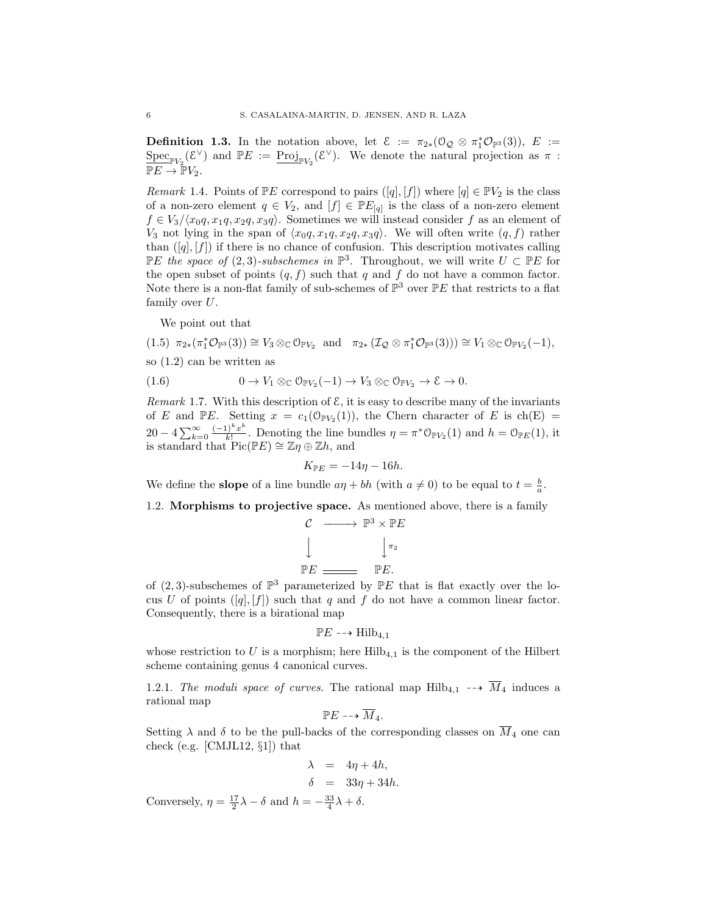**Definition 1.3.** In the notation above, let $\mathcal{E} := \pi_{2*}(\mathcal{O}_{\mathcal{Q}} \otimes \pi_1^*\mathcal{O}_{\mathbb{P}^3}(3))$, $E := \underline{\mathrm{Spec}}_{\mathbb{P}V_2}(\mathcal{E}^\vee)$ and $\mathbb{P}E := \underline{\mathrm{Proj}}_{\mathbb{P}V_2}(\mathcal{E}^\vee)$. We denote the natural projection as $\pi : \mathbb{P}E \to \mathbb{P}V_2$.

*Remark* 1.4. Points of $\mathbb{P}E$ correspond to pairs $([q],[f])$ where $[q] \in \mathbb{P}V_2$ is the class of a non-zero element $q \in V_2$, and $[f] \in \mathbb{P}E_{[q]}$ is the class of a non-zero element $f \in V_3/\langle x_0q, x_1q, x_2q, x_3q\rangle$. Sometimes we will instead consider $f$ as an element of $V_3$ not lying in the span of $\langle x_0q, x_1q, x_2q, x_3q\rangle$. We will often write $(q,f)$ rather than $([q],[f])$ if there is no chance of confusion. This description motivates calling $\mathbb{P}E$ *the space of* $(2,3)$*-subschemes in* $\mathbb{P}^3$. Throughout, we will write $U \subset \mathbb{P}E$ for the open subset of points $(q,f)$ such that $q$ and $f$ do not have a common factor. Note there is a non-flat family of sub-schemes of $\mathbb{P}^3$ over $\mathbb{P}E$ that restricts to a flat family over $U$.

We point out that

$$\pi_{2*}(\pi_1^*\mathcal{O}_{\mathbb{P}^3}(3)) \cong V_3 \otimes_{\mathbb{C}} \mathcal{O}_{\mathbb{P}V_2} \quad \text{and} \quad \pi_{2*}\left(\mathcal{I}_{\mathcal{Q}} \otimes \pi_1^*\mathcal{O}_{\mathbb{P}^3}(3)\right) \cong V_1 \otimes_{\mathbb{C}} \mathcal{O}_{\mathbb{P}V_2}(-1), \tag{1.5}$$

so (1.2) can be written as

$$0 \to V_1 \otimes_{\mathbb{C}} \mathcal{O}_{\mathbb{P}V_2}(-1) \to V_3 \otimes_{\mathbb{C}} \mathcal{O}_{\mathbb{P}V_2} \to \mathcal{E} \to 0. \tag{1.6}$$

*Remark* 1.7. With this description of $\mathcal{E}$, it is easy to describe many of the invariants of $E$ and $\mathbb{P}E$. Setting $x = c_1(\mathcal{O}_{\mathbb{P}V_2}(1))$, the Chern character of $E$ is $\mathrm{ch(E)} = 20 - 4\sum_{k=0}^\infty \frac{(-1)^k x^k}{k!}$. Denoting the line bundles $\eta = \pi^*\mathcal{O}_{\mathbb{P}V_2}(1)$ and $h = \mathcal{O}_{\mathbb{P}E}(1)$, it is standard that $\mathrm{Pic}(\mathbb{P}E) \cong \mathbb{Z}\eta \oplus \mathbb{Z}h$, and

$$K_{\mathbb{P}E} = -14\eta - 16h.$$

We define the **slope** of a line bundle $a\eta + bh$ (with $a \neq 0$) to be equal to $t = \frac{b}{a}$.

### 1.2. Morphisms to projective space.

As mentioned above, there is a family

$$\begin{array}{ccc} \mathcal{C} & \longrightarrow & \mathbb{P}^3 \times \mathbb{P}E \\ \big\downarrow & & \big\downarrow{\scriptstyle \pi_2} \\ \mathbb{P}E & = & \mathbb{P}E. \end{array}$$

of $(2,3)$-subschemes of $\mathbb{P}^3$ parameterized by $\mathbb{P}E$ that is flat exactly over the locus $U$ of points $([q],[f])$ such that $q$ and $f$ do not have a common linear factor. Consequently, there is a birational map

$$\mathbb{P}E \dashrightarrow \mathrm{Hilb}_{4,1}$$

whose restriction to $U$ is a morphism; here $\mathrm{Hilb}_{4,1}$ is the component of the Hilbert scheme containing genus 4 canonical curves.

1.2.1. *The moduli space of curves.* The rational map $\mathrm{Hilb}_{4,1} \dashrightarrow \overline{M}_4$ induces a rational map

$$\mathbb{P}E \dashrightarrow \overline{M}_4.$$

Setting $\lambda$ and $\delta$ to be the pull-backs of the corresponding classes on $\overline{M}_4$ one can check (e.g. [CMJL12, §1]) that

$$\begin{aligned} \lambda &= 4\eta + 4h, \\ \delta &= 33\eta + 34h. \end{aligned}$$

Conversely, $\eta = \frac{17}{2}\lambda - \delta$ and $h = -\frac{33}{4}\lambda + \delta$.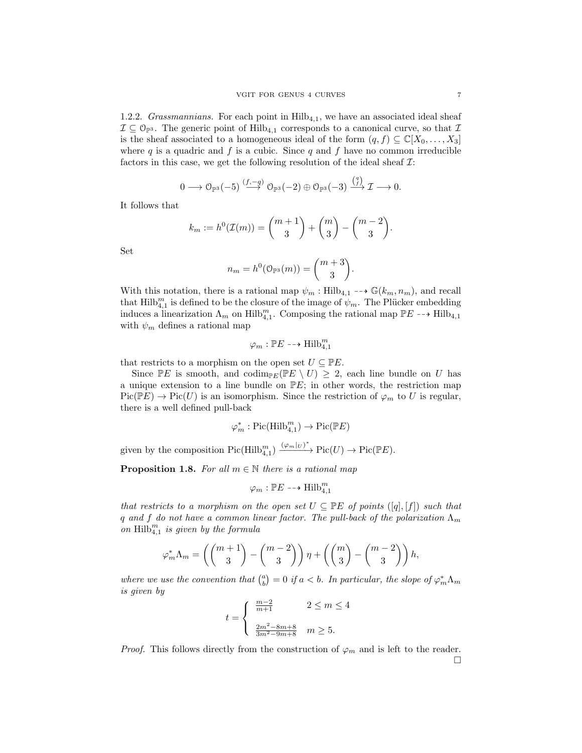1.2.2. *Grassmannians.* For each point in $\mathrm{Hilb}_{4,1}$, we have an associated ideal sheaf $\mathcal{I} \subseteq \mathcal{O}_{\mathbb{P}^3}$. The generic point of $\mathrm{Hilb}_{4,1}$ corresponds to a canonical curve, so that $\mathcal{I}$ is the sheaf associated to a homogeneous ideal of the form $(q, f) \subseteq \mathbb{C}[X_0, \ldots, X_3]$ where $q$ is a quadric and $f$ is a cubic. Since $q$ and $f$ have no common irreducible factors in this case, we get the following resolution of the ideal sheaf $\mathcal{I}$:

$$0 \longrightarrow \mathcal{O}_{\mathbb{P}^3}(-5) \xrightarrow{(f,-q)} \mathcal{O}_{\mathbb{P}^3}(-2) \oplus \mathcal{O}_{\mathbb{P}^3}(-3) \xrightarrow{\binom{q}{f}} \mathcal{I} \longrightarrow 0.$$

It follows that

$$k_m := h^0(\mathcal{I}(m)) = \binom{m+1}{3} + \binom{m}{3} - \binom{m-2}{3}.$$

Set

$$n_m = h^0(\mathcal{O}_{\mathbb{P}^3}(m)) = \binom{m+3}{3}.$$

With this notation, there is a rational map $\psi_m : \mathrm{Hilb}_{4,1} \dashrightarrow \mathbb{G}(k_m, n_m)$, and recall that $\mathrm{Hilb}^m_{4,1}$ is defined to be the closure of the image of $\psi_m$. The Plücker embedding induces a linearization $\Lambda_m$ on $\mathrm{Hilb}^m_{4,1}$. Composing the rational map $\mathbb{P}E \dashrightarrow \mathrm{Hilb}_{4,1}$ with $\psi_m$ defines a rational map

$$\varphi_m : \mathbb{P}E \dashrightarrow \mathrm{Hilb}^m_{4,1}$$

that restricts to a morphism on the open set $U \subseteq \mathbb{P}E$.

Since $\mathbb{P}E$ is smooth, and $\mathrm{codim}_{\mathbb{P}E}(\mathbb{P}E \setminus U) \geq 2$, each line bundle on $U$ has a unique extension to a line bundle on $\mathbb{P}E$; in other words, the restriction map $\mathrm{Pic}(\mathbb{P}E) \to \mathrm{Pic}(U)$ is an isomorphism. Since the restriction of $\varphi_m$ to $U$ is regular, there is a well defined pull-back

$$\varphi_m^* : \mathrm{Pic}(\mathrm{Hilb}^m_{4,1}) \to \mathrm{Pic}(\mathbb{P}E)$$

given by the composition $\mathrm{Pic}(\mathrm{Hilb}^m_{4,1}) \xrightarrow{(\varphi_m|_U)^*} \mathrm{Pic}(U) \to \mathrm{Pic}(\mathbb{P}E)$.

**Proposition 1.8.** *For all $m \in \mathbb{N}$ there is a rational map*

$$\varphi_m : \mathbb{P}E \dashrightarrow \mathrm{Hilb}^m_{4,1}$$

*that restricts to a morphism on the open set $U \subseteq \mathbb{P}E$ of points $([q],[f])$ such that $q$ and $f$ do not have a common linear factor. The pull-back of the polarization $\Lambda_m$ on $\mathrm{Hilb}^m_{4,1}$ is given by the formula*

$$\varphi_m^* \Lambda_m = \left( \binom{m+1}{3} - \binom{m-2}{3} \right) \eta + \left( \binom{m}{3} - \binom{m-2}{3} \right) h,$$

*where we use the convention that $\binom{a}{b} = 0$ if $a < b$. In particular, the slope of $\varphi_m^* \Lambda_m$ is given by*

$$t = \begin{cases} \frac{m-2}{m+1} & 2 \leq m \leq 4 \\ \\ \frac{2m^2-8m+8}{3m^2-9m+8} & m \geq 5. \end{cases}$$

*Proof.* This follows directly from the construction of $\varphi_m$ and is left to the reader. □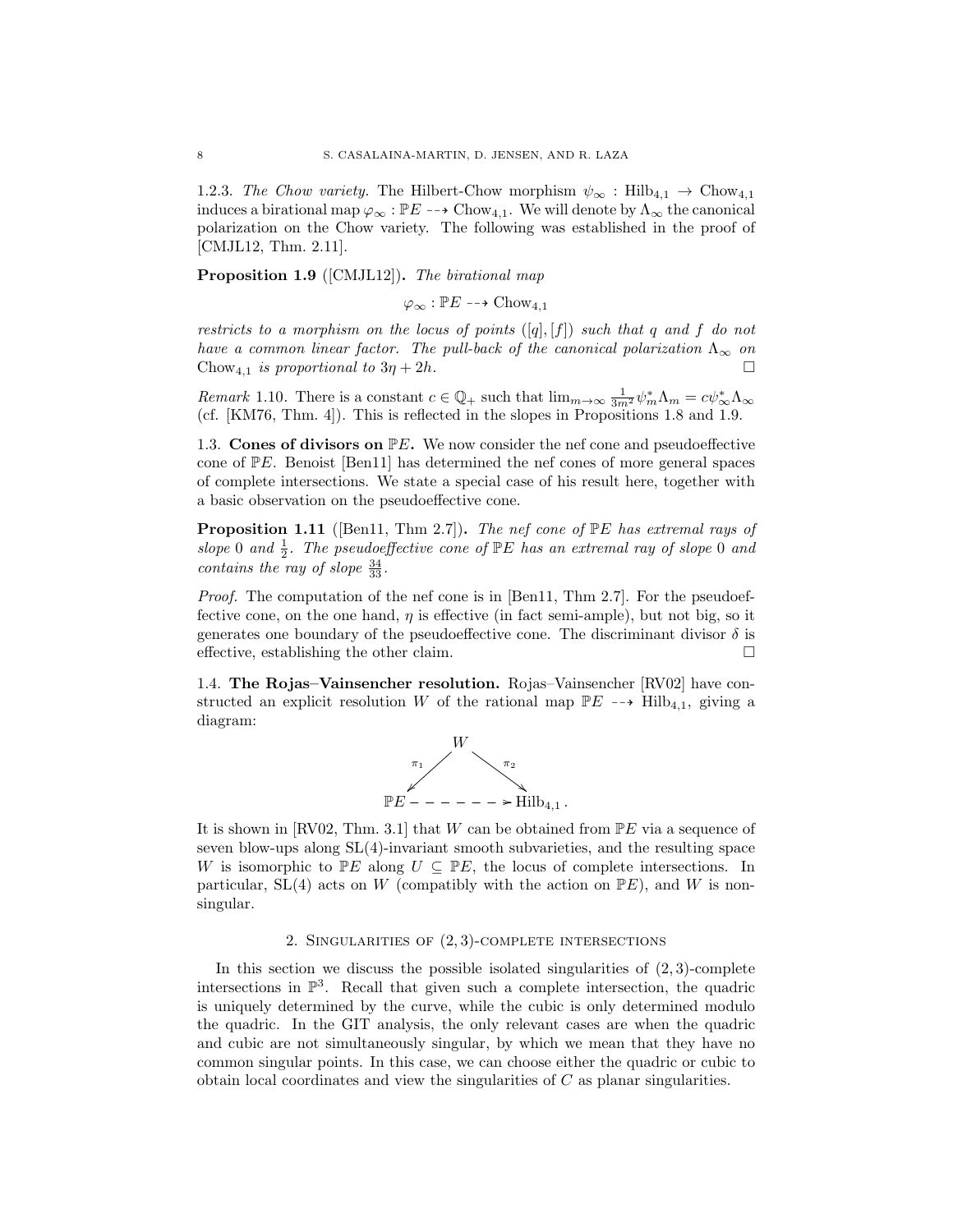1.2.3. *The Chow variety.* The Hilbert-Chow morphism $\psi_\infty : \mathrm{Hilb}_{4,1} \to \mathrm{Chow}_{4,1}$ induces a birational map $\varphi_\infty : \mathbb{P}E \dashrightarrow \mathrm{Chow}_{4,1}$. We will denote by $\Lambda_\infty$ the canonical polarization on the Chow variety. The following was established in the proof of [CMJL12, Thm. 2.11].

**Proposition 1.9** ([CMJL12])**.** *The birational map*

$$\varphi_\infty : \mathbb{P}E \dashrightarrow \mathrm{Chow}_{4,1}$$

*restricts to a morphism on the locus of points $([q],[f])$ such that $q$ and $f$ do not have a common linear factor. The pull-back of the canonical polarization $\Lambda_\infty$ on $\mathrm{Chow}_{4,1}$ is proportional to $3\eta + 2h$.* □

*Remark* 1.10. There is a constant $c \in \mathbb{Q}_+$ such that $\lim_{m\to\infty} \frac{1}{3m^2}\psi_m^*\Lambda_m = c\psi_\infty^*\Lambda_\infty$ (cf. [KM76, Thm. 4]). This is reflected in the slopes in Propositions 1.8 and 1.9.

1.3. **Cones of divisors on $\mathbb{P}E$.** We now consider the nef cone and pseudoeffective cone of $\mathbb{P}E$. Benoist [Ben11] has determined the nef cones of more general spaces of complete intersections. We state a special case of his result here, together with a basic observation on the pseudoeffective cone.

**Proposition 1.11** ([Ben11, Thm 2.7])**.** *The nef cone of $\mathbb{P}E$ has extremal rays of slope $0$ and $\frac{1}{2}$. The pseudoeffective cone of $\mathbb{P}E$ has an extremal ray of slope $0$ and contains the ray of slope $\frac{34}{33}$.*

*Proof.* The computation of the nef cone is in [Ben11, Thm 2.7]. For the pseudoeffective cone, on the one hand, $\eta$ is effective (in fact semi-ample), but not big, so it generates one boundary of the pseudoeffective cone. The discriminant divisor $\delta$ is effective, establishing the other claim. □

1.4. **The Rojas–Vainsencher resolution.** Rojas–Vainsencher [RV02] have constructed an explicit resolution $W$ of the rational map $\mathbb{P}E \dashrightarrow \mathrm{Hilb}_{4,1}$, giving a diagram:

$$\begin{array}{ccc} & W & \\ {\scriptstyle\pi_1}\swarrow & & \searrow{\scriptstyle\pi_2} \\ \mathbb{P}E & \dashrightarrow & \mathrm{Hilb}_{4,1}. \end{array}$$

It is shown in [RV02, Thm. 3.1] that $W$ can be obtained from $\mathbb{P}E$ via a sequence of seven blow-ups along $\mathrm{SL}(4)$-invariant smooth subvarieties, and the resulting space $W$ is isomorphic to $\mathbb{P}E$ along $U \subseteq \mathbb{P}E$, the locus of complete intersections. In particular, $\mathrm{SL}(4)$ acts on $W$ (compatibly with the action on $\mathbb{P}E$), and $W$ is nonsingular.

## 2. Singularities of $(2,3)$-complete intersections

In this section we discuss the possible isolated singularities of $(2,3)$-complete intersections in $\mathbb{P}^3$. Recall that given such a complete intersection, the quadric is uniquely determined by the curve, while the cubic is only determined modulo the quadric. In the GIT analysis, the only relevant cases are when the quadric and cubic are not simultaneously singular, by which we mean that they have no common singular points. In this case, we can choose either the quadric or cubic to obtain local coordinates and view the singularities of $C$ as planar singularities.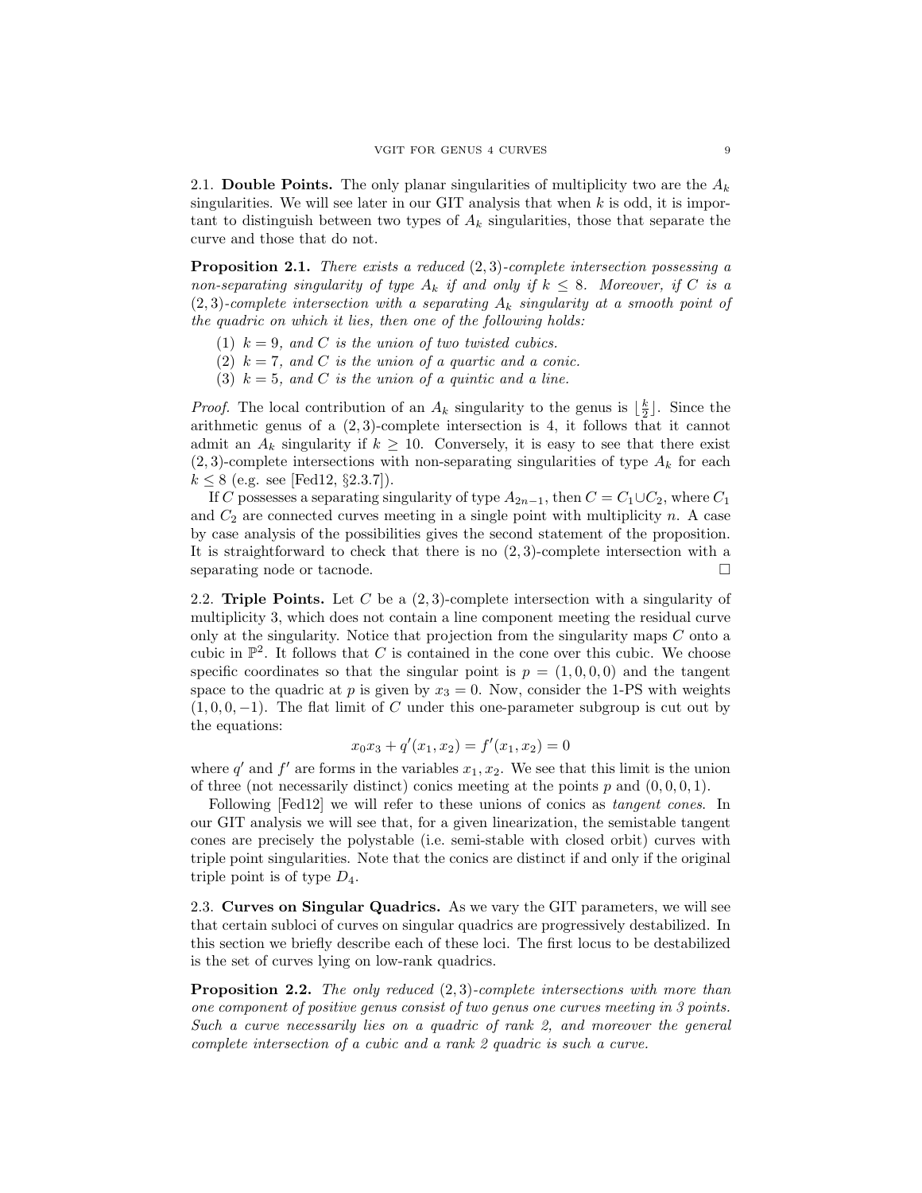## 2.1. **Double Points.**

The only planar singularities of multiplicity two are the $A_k$ singularities. We will see later in our GIT analysis that when $k$ is odd, it is important to distinguish between two types of $A_k$ singularities, those that separate the curve and those that do not.

**Proposition 2.1.** *There exists a reduced $(2,3)$-complete intersection possessing a non-separating singularity of type $A_k$ if and only if $k \leq 8$. Moreover, if $C$ is a $(2,3)$-complete intersection with a separating $A_k$ singularity at a smooth point of the quadric on which it lies, then one of the following holds:*

1. *$k = 9$, and $C$ is the union of two twisted cubics.*
2. *$k = 7$, and $C$ is the union of a quartic and a conic.*
3. *$k = 5$, and $C$ is the union of a quintic and a line.*

*Proof.* The local contribution of an $A_k$ singularity to the genus is $\lfloor \frac{k}{2} \rfloor$. Since the arithmetic genus of a $(2,3)$-complete intersection is 4, it follows that it cannot admit an $A_k$ singularity if $k \geq 10$. Conversely, it is easy to see that there exist $(2,3)$-complete intersections with non-separating singularities of type $A_k$ for each $k \leq 8$ (e.g. see [Fed12, §2.3.7]).

If $C$ possesses a separating singularity of type $A_{2n-1}$, then $C = C_1 \cup C_2$, where $C_1$ and $C_2$ are connected curves meeting in a single point with multiplicity $n$. A case by case analysis of the possibilities gives the second statement of the proposition. It is straightforward to check that there is no $(2,3)$-complete intersection with a separating node or tacnode. $\square$

## 2.2. **Triple Points.**

Let $C$ be a $(2,3)$-complete intersection with a singularity of multiplicity 3, which does not contain a line component meeting the residual curve only at the singularity. Notice that projection from the singularity maps $C$ onto a cubic in $\mathbb{P}^2$. It follows that $C$ is contained in the cone over this cubic. We choose specific coordinates so that the singular point is $p = (1,0,0,0)$ and the tangent space to the quadric at $p$ is given by $x_3 = 0$. Now, consider the 1-PS with weights $(1,0,0,-1)$. The flat limit of $C$ under this one-parameter subgroup is cut out by the equations:

$$x_0 x_3 + q'(x_1, x_2) = f'(x_1, x_2) = 0$$

where $q'$ and $f'$ are forms in the variables $x_1, x_2$. We see that this limit is the union of three (not necessarily distinct) conics meeting at the points $p$ and $(0,0,0,1)$.

Following [Fed12] we will refer to these unions of conics as *tangent cones*. In our GIT analysis we will see that, for a given linearization, the semistable tangent cones are precisely the polystable (i.e. semi-stable with closed orbit) curves with triple point singularities. Note that the conics are distinct if and only if the original triple point is of type $D_4$.

## 2.3. **Curves on Singular Quadrics.**

As we vary the GIT parameters, we will see that certain subloci of curves on singular quadrics are progressively destabilized. In this section we briefly describe each of these loci. The first locus to be destabilized is the set of curves lying on low-rank quadrics.

**Proposition 2.2.** *The only reduced $(2,3)$-complete intersections with more than one component of positive genus consist of two genus one curves meeting in 3 points. Such a curve necessarily lies on a quadric of rank 2, and moreover the general complete intersection of a cubic and a rank 2 quadric is such a curve.*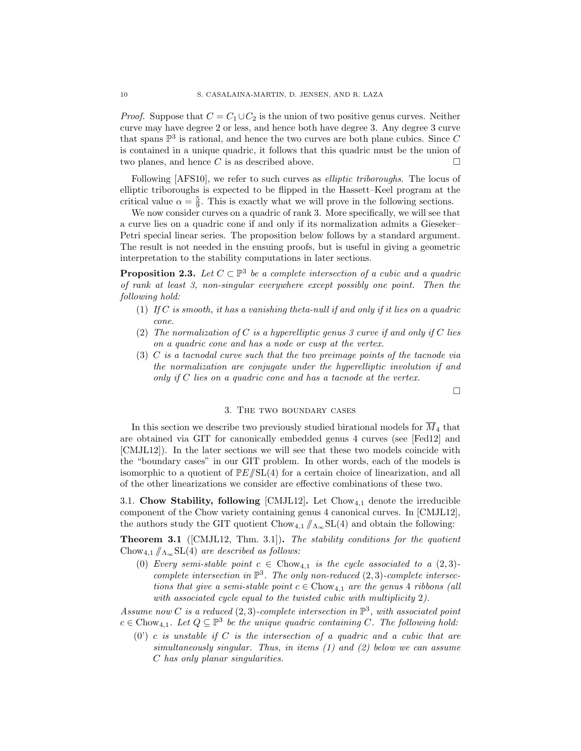*Proof.* Suppose that $C = C_1 \cup C_2$ is the union of two positive genus curves. Neither curve may have degree 2 or less, and hence both have degree 3. Any degree 3 curve that spans $\mathbb{P}^3$ is rational, and hence the two curves are both plane cubics. Since $C$ is contained in a unique quadric, it follows that this quadric must be the union of two planes, and hence $C$ is as described above. □

Following [AFS10], we refer to such curves as *elliptic triboroughs*. The locus of elliptic triboroughs is expected to be flipped in the Hassett–Keel program at the critical value $\alpha = \frac{5}{9}$. This is exactly what we will prove in the following sections.

We now consider curves on a quadric of rank 3. More specifically, we will see that a curve lies on a quadric cone if and only if its normalization admits a Gieseker–Petri special linear series. The proposition below follows by a standard argument. The result is not needed in the ensuing proofs, but is useful in giving a geometric interpretation to the stability computations in later sections.

**Proposition 2.3.** *Let $C \subset \mathbb{P}^3$ be a complete intersection of a cubic and a quadric of rank at least 3, non-singular everywhere except possibly one point. Then the following hold:*

1. *If $C$ is smooth, it has a vanishing theta-null if and only if it lies on a quadric cone.*
2. *The normalization of $C$ is a hyperelliptic genus 3 curve if and only if $C$ lies on a quadric cone and has a node or cusp at the vertex.*
3. *$C$ is a tacnodal curve such that the two preimage points of the tacnode via the normalization are conjugate under the hyperelliptic involution if and only if $C$ lies on a quadric cone and has a tacnode at the vertex.*

□

## 3. The two boundary cases

In this section we describe two previously studied birational models for $\overline{M}_4$ that are obtained via GIT for canonically embedded genus 4 curves (see [Fed12] and [CMJL12]). In the later sections we will see that these two models coincide with the "boundary cases" in our GIT problem. In other words, each of the models is isomorphic to a quotient of $\mathbb{P}E/\!\!/\mathrm{SL}(4)$ for a certain choice of linearization, and all of the other linearizations we consider are effective combinations of these two.

### 3.1. Chow Stability, following [CMJL12].

Let $\mathrm{Chow}_{4,1}$ denote the irreducible component of the Chow variety containing genus 4 canonical curves. In [CMJL12], the authors study the GIT quotient $\mathrm{Chow}_{4,1} /\!\!/_{\Lambda_\infty} \mathrm{SL}(4)$ and obtain the following:

**Theorem 3.1** ([CMJL12, Thm. 3.1])**.** *The stability conditions for the quotient $\mathrm{Chow}_{4,1} /\!\!/_{\Lambda_\infty} \mathrm{SL}(4)$ are described as follows:*

(0) *Every semi-stable point $c \in \mathrm{Chow}_{4,1}$ is the cycle associated to a $(2,3)$-complete intersection in $\mathbb{P}^3$. The only non-reduced $(2,3)$-complete intersections that give a semi-stable point $c \in \mathrm{Chow}_{4,1}$ are the genus 4 ribbons (all with associated cycle equal to the twisted cubic with multiplicity 2).*

*Assume now $C$ is a reduced $(2,3)$-complete intersection in $\mathbb{P}^3$, with associated point $c \in \mathrm{Chow}_{4,1}$. Let $Q \subseteq \mathbb{P}^3$ be the unique quadric containing $C$. The following hold:*

(0') *$c$ is unstable if $C$ is the intersection of a quadric and a cubic that are simultaneously singular. Thus, in items (1) and (2) below we can assume $C$ has only planar singularities.*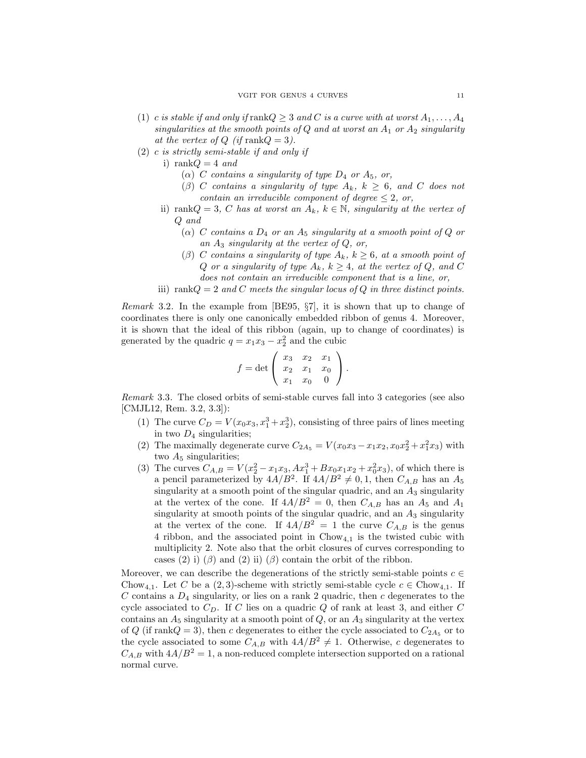(1) *c is stable if and only if* $\mathrm{rank}Q \geq 3$ *and* $C$ *is a curve with at worst* $A_1, \ldots, A_4$ *singularities at the smooth points of* $Q$ *and at worst an* $A_1$ *or* $A_2$ *singularity at the vertex of* $Q$ *(if* $\mathrm{rank}Q = 3$*).*

(2) *c is strictly semi-stable if and only if*

   i) $\mathrm{rank}Q = 4$ *and*

      ($\alpha$) *C contains a singularity of type* $D_4$ *or* $A_5$*, or,*

      ($\beta$) *C contains a singularity of type* $A_k$*,* $k \geq 6$*, and* $C$ *does not contain an irreducible component of degree* $\leq 2$*, or,*

   ii) $\mathrm{rank}Q = 3$*, C has at worst an* $A_k$*,* $k \in \mathbb{N}$*, singularity at the vertex of* $Q$ *and*

      ($\alpha$) *C contains a* $D_4$ *or an* $A_5$ *singularity at a smooth point of* $Q$ *or an* $A_3$ *singularity at the vertex of* $Q$*, or,*

      ($\beta$) *C contains a singularity of type* $A_k$*,* $k \geq 6$*, at a smooth point of* $Q$ *or a singularity of type* $A_k$*,* $k \geq 4$*, at the vertex of* $Q$*, and* $C$ *does not contain an irreducible component that is a line, or,*

   iii) $\mathrm{rank}Q = 2$ *and* $C$ *meets the singular locus of* $Q$ *in three distinct points.*

*Remark* 3.2. In the example from [BE95, §7], it is shown that up to change of coordinates there is only one canonically embedded ribbon of genus 4. Moreover, it is shown that the ideal of this ribbon (again, up to change of coordinates) is generated by the quadric $q = x_1x_3 - x_2^2$ and the cubic

$$f = \det \begin{pmatrix} x_3 & x_2 & x_1 \\ x_2 & x_1 & x_0 \\ x_1 & x_0 & 0 \end{pmatrix}.$$

*Remark* 3.3. The closed orbits of semi-stable curves fall into 3 categories (see also [CMJL12, Rem. 3.2, 3.3]):

1. The curve $C_D = V(x_0x_3, x_1^3 + x_2^3)$, consisting of three pairs of lines meeting in two $D_4$ singularities;
2. The maximally degenerate curve $C_{2A_5} = V(x_0x_3 - x_1x_2, x_0x_2^2 + x_1^2x_3)$ with two $A_5$ singularities;
3. The curves $C_{A,B} = V(x_2^2 - x_1x_3, Ax_1^3 + Bx_0x_1x_2 + x_0^2x_3)$, of which there is a pencil parameterized by $4A/B^2$. If $4A/B^2 \neq 0, 1$, then $C_{A,B}$ has an $A_5$ singularity at a smooth point of the singular quadric, and an $A_3$ singularity at the vertex of the cone. If $4A/B^2 = 0$, then $C_{A,B}$ has an $A_5$ and $A_1$ singularity at smooth points of the singular quadric, and an $A_3$ singularity at the vertex of the cone. If $4A/B^2 = 1$ the curve $C_{A,B}$ is the genus 4 ribbon, and the associated point in $\mathrm{Chow}_{4,1}$ is the twisted cubic with multiplicity 2. Note also that the orbit closures of curves corresponding to cases (2) i) ($\beta$) and (2) ii) ($\beta$) contain the orbit of the ribbon.

Moreover, we can describe the degenerations of the strictly semi-stable points $c \in \mathrm{Chow}_{4,1}$. Let $C$ be a $(2, 3)$-scheme with strictly semi-stable cycle $c \in \mathrm{Chow}_{4,1}$. If $C$ contains a $D_4$ singularity, or lies on a rank 2 quadric, then $c$ degenerates to the cycle associated to $C_D$. If $C$ lies on a quadric $Q$ of rank at least 3, and either $C$ contains an $A_5$ singularity at a smooth point of $Q$, or an $A_3$ singularity at the vertex of $Q$ (if $\mathrm{rank}Q = 3$), then $c$ degenerates to either the cycle associated to $C_{2A_5}$ or to the cycle associated to some $C_{A,B}$ with $4A/B^2 \neq 1$. Otherwise, $c$ degenerates to $C_{A,B}$ with $4A/B^2 = 1$, a non-reduced complete intersection supported on a rational normal curve.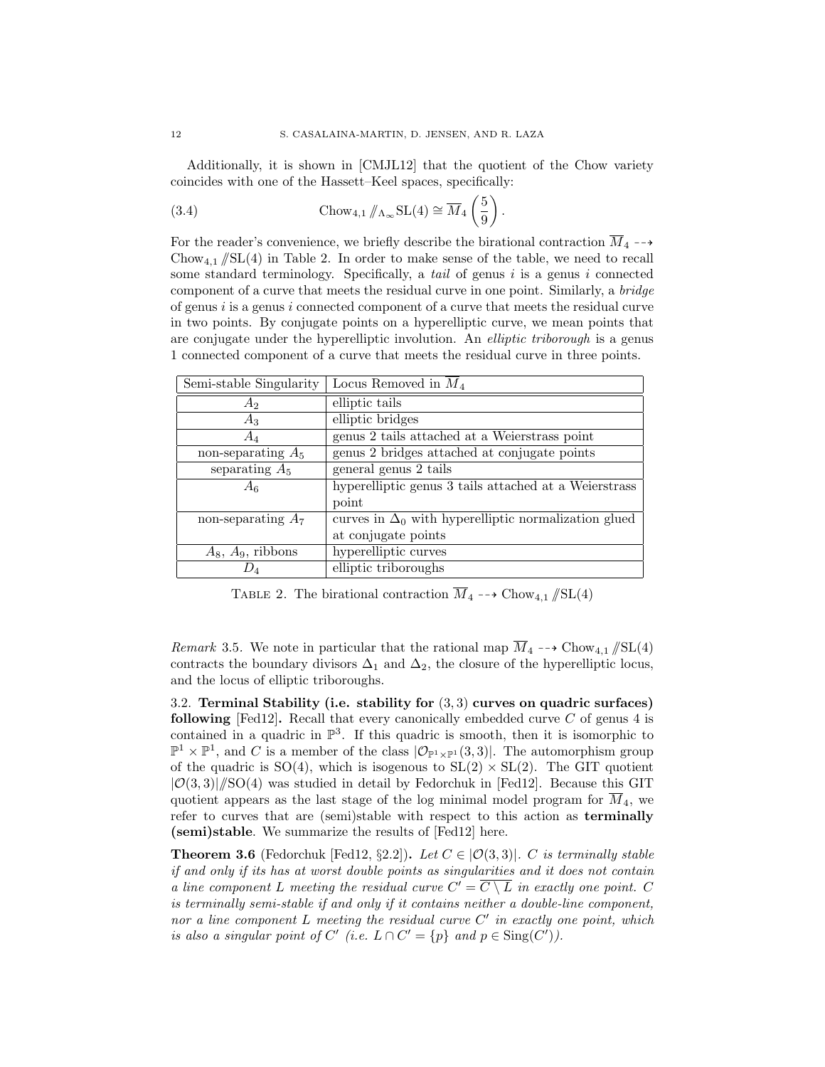Additionally, it is shown in [CMJL12] that the quotient of the Chow variety coincides with one of the Hassett–Keel spaces, specifically:

$$\mathrm{Chow}_{4,1} /\!\!/_{\Lambda_\infty} \mathrm{SL}(4) \cong \overline{M}_4\left(\frac{5}{9}\right). \tag{3.4}$$

For the reader's convenience, we briefly describe the birational contraction $\overline{M}_4 \dashrightarrow \mathrm{Chow}_{4,1} /\!\!/ \mathrm{SL}(4)$ in Table 2. In order to make sense of the table, we need to recall some standard terminology. Specifically, a *tail* of genus $i$ is a genus $i$ connected component of a curve that meets the residual curve in one point. Similarly, a *bridge* of genus $i$ is a genus $i$ connected component of a curve that meets the residual curve in two points. By conjugate points on a hyperelliptic curve, we mean points that are conjugate under the hyperelliptic involution. An *elliptic triborough* is a genus 1 connected component of a curve that meets the residual curve in three points.

| Semi-stable Singularity | Locus Removed in $\overline{M}_4$ |
|---|---|
| $A_2$ | elliptic tails |
| $A_3$ | elliptic bridges |
| $A_4$ | genus 2 tails attached at a Weierstrass point |
| non-separating $A_5$ | genus 2 bridges attached at conjugate points |
| separating $A_5$ | general genus 2 tails |
| $A_6$ | hyperelliptic genus 3 tails attached at a Weierstrass point |
| non-separating $A_7$ | curves in $\Delta_0$ with hyperelliptic normalization glued at conjugate points |
| $A_8$, $A_9$, ribbons | hyperelliptic curves |
| $D_4$ | elliptic triboroughs |

TABLE 2. The birational contraction $\overline{M}_4 \dashrightarrow \mathrm{Chow}_{4,1} /\!\!/ \mathrm{SL}(4)$

*Remark* 3.5. We note in particular that the rational map $\overline{M}_4 \dashrightarrow \mathrm{Chow}_{4,1} /\!\!/ \mathrm{SL}(4)$ contracts the boundary divisors $\Delta_1$ and $\Delta_2$, the closure of the hyperelliptic locus, and the locus of elliptic triboroughs.

### 3.2. Terminal Stability (i.e. stability for $(3,3)$ curves on quadric surfaces) following [Fed12].

Recall that every canonically embedded curve $C$ of genus 4 is contained in a quadric in $\mathbb{P}^3$. If this quadric is smooth, then it is isomorphic to $\mathbb{P}^1 \times \mathbb{P}^1$, and $C$ is a member of the class $|\mathcal{O}_{\mathbb{P}^1\times\mathbb{P}^1}(3,3)|$. The automorphism group of the quadric is $\mathrm{SO}(4)$, which is isogenous to $\mathrm{SL}(2) \times \mathrm{SL}(2)$. The GIT quotient $|\mathcal{O}(3,3)| /\!\!/ \mathrm{SO}(4)$ was studied in detail by Fedorchuk in [Fed12]. Because this GIT quotient appears as the last stage of the log minimal model program for $\overline{M}_4$, we refer to curves that are (semi)stable with respect to this action as **terminally (semi)stable**. We summarize the results of [Fed12] here.

**Theorem 3.6** (Fedorchuk [Fed12, §2.2])**.** *Let $C \in |\mathcal{O}(3,3)|$. $C$ is terminally stable if and only if its has at worst double points as singularities and it does not contain a line component $L$ meeting the residual curve $C' = \overline{C \setminus L}$ in exactly one point. $C$ is terminally semi-stable if and only if it contains neither a double-line component, nor a line component $L$ meeting the residual curve $C'$ in exactly one point, which is also a singular point of $C'$ (i.e. $L \cap C' = \{p\}$ and $p \in \mathrm{Sing}(C')$).*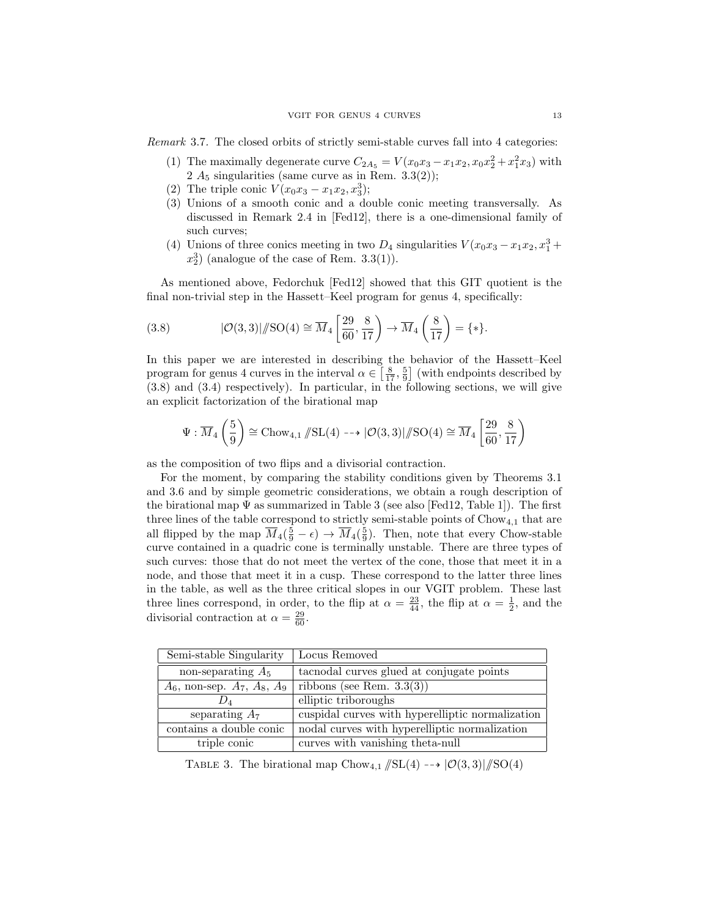*Remark* 3.7. The closed orbits of strictly semi-stable curves fall into 4 categories:

1. The maximally degenerate curve $C_{2A_5} = V(x_0x_3 - x_1x_2, x_0x_2^2 + x_1^2x_3)$ with 2 $A_5$ singularities (same curve as in Rem. 3.3(2));
2. The triple conic $V(x_0x_3 - x_1x_2, x_3^3)$;
3. Unions of a smooth conic and a double conic meeting transversally. As discussed in Remark 2.4 in [Fed12], there is a one-dimensional family of such curves;
4. Unions of three conics meeting in two $D_4$ singularities $V(x_0x_3 - x_1x_2, x_1^3 + x_2^3)$ (analogue of the case of Rem. 3.3(1)).

As mentioned above, Fedorchuk [Fed12] showed that this GIT quotient is the final non-trivial step in the Hassett–Keel program for genus 4, specifically:

$$|\mathcal{O}(3,3)|/\!\!/\mathrm{SO}(4) \cong \overline{M}_4\left[\frac{29}{60}, \frac{8}{17}\right) \to \overline{M}_4\left(\frac{8}{17}\right) = \{*\}. \tag{3.8}$$

In this paper we are interested in describing the behavior of the Hassett–Keel program for genus 4 curves in the interval $\alpha \in \left[\frac{8}{17}, \frac{5}{9}\right]$ (with endpoints described by (3.8) and (3.4) respectively). In particular, in the following sections, we will give an explicit factorization of the birational map

$$\Psi : \overline{M}_4\left(\frac{5}{9}\right) \cong \mathrm{Chow}_{4,1} /\!\!/\mathrm{SL}(4) \dashrightarrow |\mathcal{O}(3,3)|/\!\!/\mathrm{SO}(4) \cong \overline{M}_4\left[\frac{29}{60}, \frac{8}{17}\right)$$

as the composition of two flips and a divisorial contraction.

For the moment, by comparing the stability conditions given by Theorems 3.1 and 3.6 and by simple geometric considerations, we obtain a rough description of the birational map $\Psi$ as summarized in Table 3 (see also [Fed12, Table 1]). The first three lines of the table correspond to strictly semi-stable points of $\mathrm{Chow}_{4,1}$ that are all flipped by the map $\overline{M}_4(\frac{5}{9} - \epsilon) \to \overline{M}_4(\frac{5}{9})$. Then, note that every Chow-stable curve contained in a quadric cone is terminally unstable. There are three types of such curves: those that do not meet the vertex of the cone, those that meet it in a node, and those that meet it in a cusp. These correspond to the latter three lines in the table, as well as the three critical slopes in our VGIT problem. These last three lines correspond, in order, to the flip at $\alpha = \frac{23}{44}$, the flip at $\alpha = \frac{1}{2}$, and the divisorial contraction at $\alpha = \frac{29}{60}$.

| Semi-stable Singularity | Locus Removed |
|---|---|
| non-separating $A_5$ | tacnodal curves glued at conjugate points |
| $A_6$, non-sep. $A_7$, $A_8$, $A_9$ | ribbons (see Rem. 3.3(3)) |
| $D_4$ | elliptic triboroughs |
| separating $A_7$ | cuspidal curves with hyperelliptic normalization |
| contains a double conic | nodal curves with hyperelliptic normalization |
| triple conic | curves with vanishing theta-null |

Table 3. The birational map $\mathrm{Chow}_{4,1} /\!\!/\mathrm{SL}(4) \dashrightarrow |\mathcal{O}(3,3)|/\!\!/\mathrm{SO}(4)$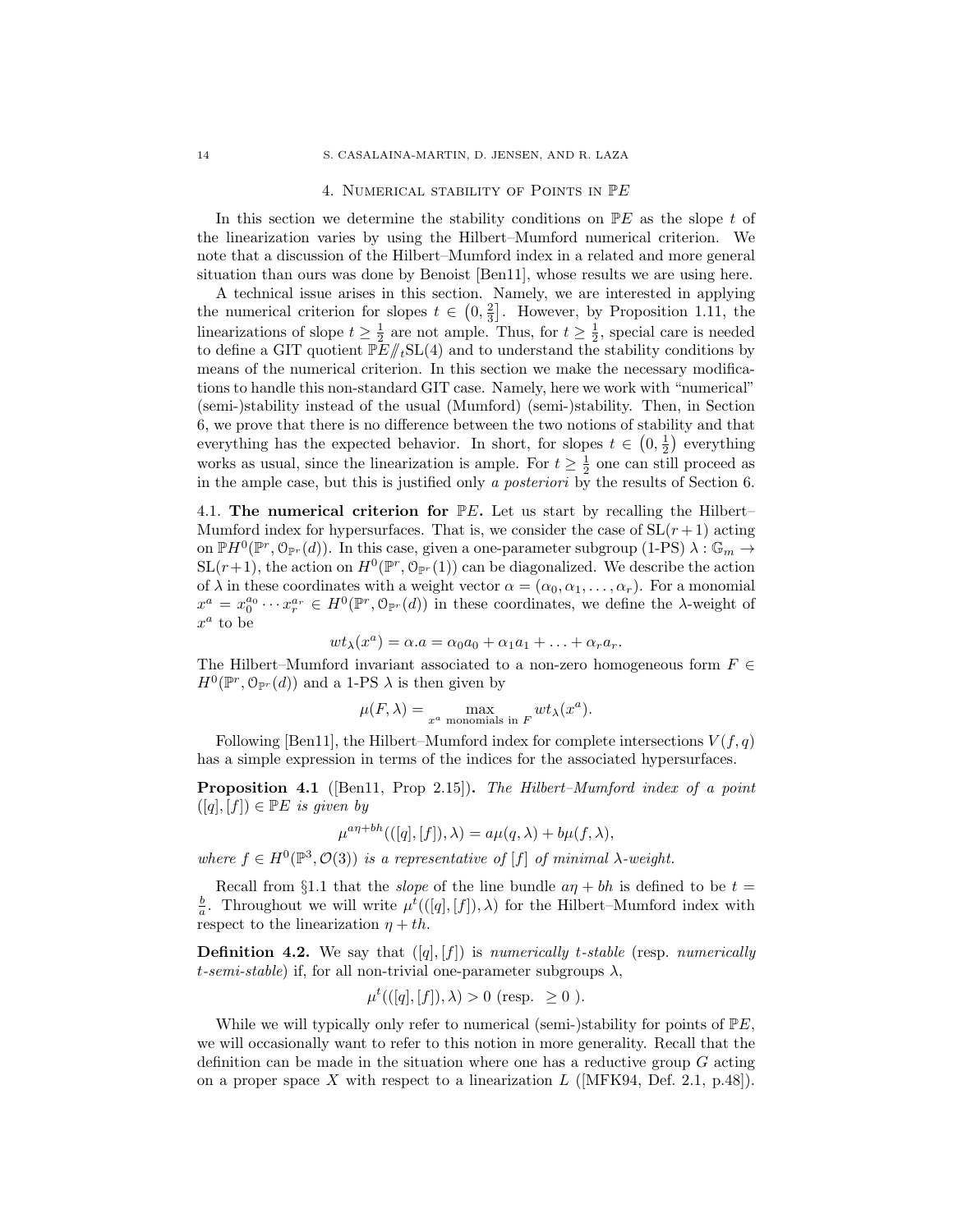## 4. Numerical stability of Points in $\mathbb{P}E$

In this section we determine the stability conditions on $\mathbb{P}E$ as the slope $t$ of the linearization varies by using the Hilbert–Mumford numerical criterion. We note that a discussion of the Hilbert–Mumford index in a related and more general situation than ours was done by Benoist [Ben11], whose results we are using here.

A technical issue arises in this section. Namely, we are interested in applying the numerical criterion for slopes $t \in \left(0, \frac{2}{3}\right]$. However, by Proposition 1.11, the linearizations of slope $t \geq \frac{1}{2}$ are not ample. Thus, for $t \geq \frac{1}{2}$, special care is needed to define a GIT quotient $\mathbb{P}E/\!\!/_t\mathrm{SL}(4)$ and to understand the stability conditions by means of the numerical criterion. In this section we make the necessary modifications to handle this non-standard GIT case. Namely, here we work with "numerical" (semi-)stability instead of the usual (Mumford) (semi-)stability. Then, in Section 6, we prove that there is no difference between the two notions of stability and that everything has the expected behavior. In short, for slopes $t \in \left(0, \frac{1}{2}\right)$ everything works as usual, since the linearization is ample. For $t \geq \frac{1}{2}$ one can still proceed as in the ample case, but this is justified only *a posteriori* by the results of Section 6.

### 4.1. The numerical criterion for $\mathbb{P}E$.

Let us start by recalling the Hilbert–Mumford index for hypersurfaces. That is, we consider the case of $\mathrm{SL}(r+1)$ acting on $\mathbb{P}H^0(\mathbb{P}^r, \mathcal{O}_{\mathbb{P}^r}(d))$. In this case, given a one-parameter subgroup (1-PS) $\lambda : \mathbb{G}_m \to \mathrm{SL}(r+1)$, the action on $H^0(\mathbb{P}^r, \mathcal{O}_{\mathbb{P}^r}(1))$ can be diagonalized. We describe the action of $\lambda$ in these coordinates with a weight vector $\alpha = (\alpha_0, \alpha_1, \ldots, \alpha_r)$. For a monomial $x^a = x_0^{a_0} \cdots x_r^{a_r} \in H^0(\mathbb{P}^r, \mathcal{O}_{\mathbb{P}^r}(d))$ in these coordinates, we define the $\lambda$-weight of $x^a$ to be

$$wt_\lambda(x^a) = \alpha.a = \alpha_0 a_0 + \alpha_1 a_1 + \ldots + \alpha_r a_r.$$

The Hilbert–Mumford invariant associated to a non-zero homogeneous form $F \in H^0(\mathbb{P}^r, \mathcal{O}_{\mathbb{P}^r}(d))$ and a 1-PS $\lambda$ is then given by

$$\mu(F, \lambda) = \max_{x^a \text{ monomials in } F} wt_\lambda(x^a).$$

Following [Ben11], the Hilbert–Mumford index for complete intersections $V(f, q)$ has a simple expression in terms of the indices for the associated hypersurfaces.

**Proposition 4.1** ([Ben11, Prop 2.15])**.** *The Hilbert–Mumford index of a point* $([q], [f]) \in \mathbb{P}E$ *is given by*

$$\mu^{a\eta + bh}(([q], [f]), \lambda) = a\mu(q, \lambda) + b\mu(f, \lambda),$$

*where* $f \in H^0(\mathbb{P}^3, \mathcal{O}(3))$ *is a representative of* $[f]$ *of minimal* $\lambda$*-weight.*

Recall from §1.1 that the *slope* of the line bundle $a\eta + bh$ is defined to be $t = \frac{b}{a}$. Throughout we will write $\mu^t(([q], [f]), \lambda)$ for the Hilbert–Mumford index with respect to the linearization $\eta + th$.

**Definition 4.2.** We say that $([q], [f])$ is *numerically $t$-stable* (resp. *numerically $t$-semi-stable*) if, for all non-trivial one-parameter subgroups $\lambda$,

$$\mu^t(([q], [f]), \lambda) > 0 \text{ (resp. } \geq 0 \text{ ).}$$

While we will typically only refer to numerical (semi-)stability for points of $\mathbb{P}E$, we will occasionally want to refer to this notion in more generality. Recall that the definition can be made in the situation where one has a reductive group $G$ acting on a proper space $X$ with respect to a linearization $L$ ([MFK94, Def. 2.1, p.48]).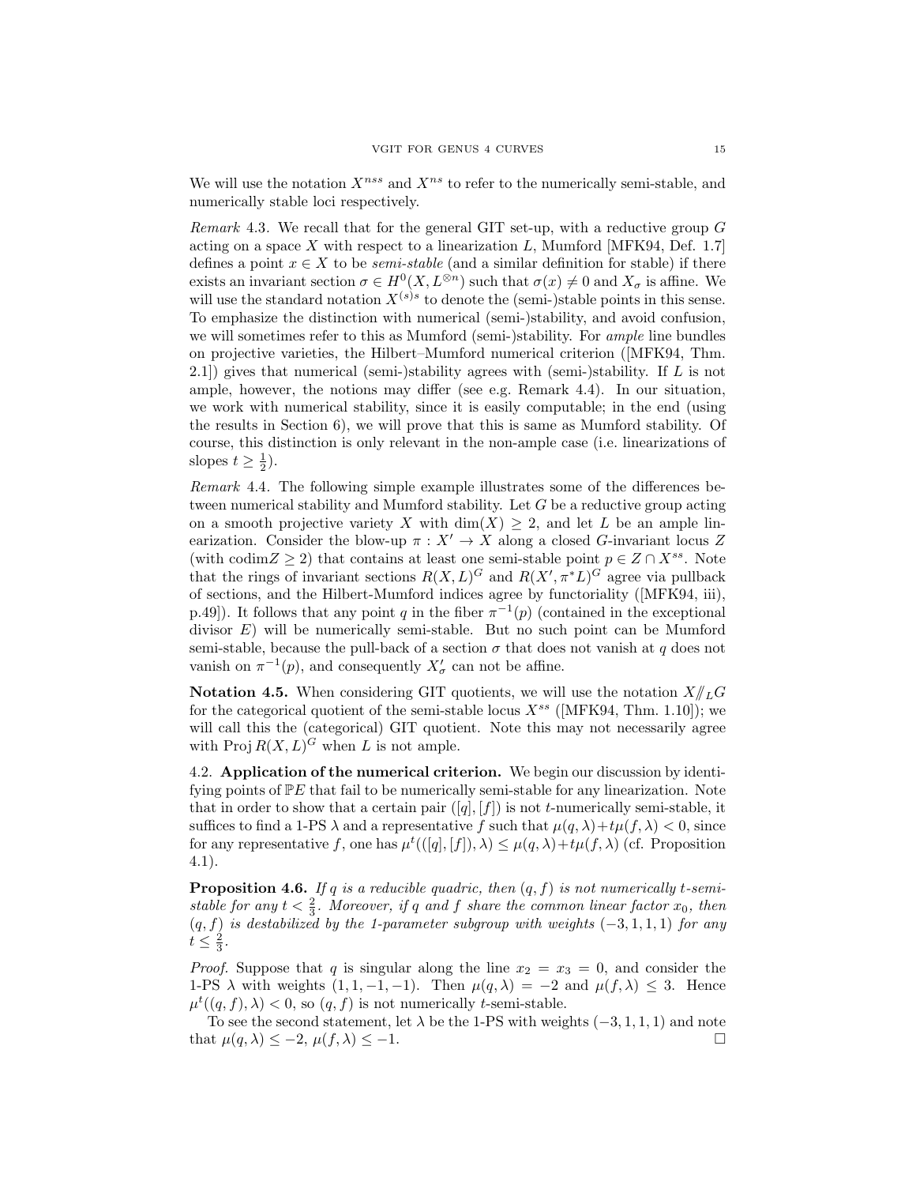We will use the notation $X^{nss}$ and $X^{ns}$ to refer to the numerically semi-stable, and numerically stable loci respectively.

*Remark* 4.3. We recall that for the general GIT set-up, with a reductive group $G$ acting on a space $X$ with respect to a linearization $L$, Mumford [MFK94, Def. 1.7] defines a point $x \in X$ to be *semi-stable* (and a similar definition for stable) if there exists an invariant section $\sigma \in H^0(X, L^{\otimes n})$ such that $\sigma(x) \neq 0$ and $X_\sigma$ is affine. We will use the standard notation $X^{(s)s}$ to denote the (semi-)stable points in this sense. To emphasize the distinction with numerical (semi-)stability, and avoid confusion, we will sometimes refer to this as Mumford (semi-)stability. For *ample* line bundles on projective varieties, the Hilbert–Mumford numerical criterion ([MFK94, Thm. 2.1]) gives that numerical (semi-)stability agrees with (semi-)stability. If $L$ is not ample, however, the notions may differ (see e.g. Remark 4.4). In our situation, we work with numerical stability, since it is easily computable; in the end (using the results in Section 6), we will prove that this is same as Mumford stability. Of course, this distinction is only relevant in the non-ample case (i.e. linearizations of slopes $t \geq \frac{1}{2}$).

*Remark* 4.4. The following simple example illustrates some of the differences between numerical stability and Mumford stability. Let $G$ be a reductive group acting on a smooth projective variety $X$ with $\dim(X) \geq 2$, and let $L$ be an ample linearization. Consider the blow-up $\pi : X' \to X$ along a closed $G$-invariant locus $Z$ (with $\operatorname{codim} Z \geq 2$) that contains at least one semi-stable point $p \in Z \cap X^{ss}$. Note that the rings of invariant sections $R(X, L)^G$ and $R(X', \pi^* L)^G$ agree via pullback of sections, and the Hilbert-Mumford indices agree by functoriality ([MFK94, iii), p.49]). It follows that any point $q$ in the fiber $\pi^{-1}(p)$ (contained in the exceptional divisor $E$) will be numerically semi-stable. But no such point can be Mumford semi-stable, because the pull-back of a section $\sigma$ that does not vanish at $q$ does not vanish on $\pi^{-1}(p)$, and consequently $X'_\sigma$ can not be affine.

**Notation 4.5.** When considering GIT quotients, we will use the notation $X /\!\!/_L G$ for the categorical quotient of the semi-stable locus $X^{ss}$ ([MFK94, Thm. 1.10]); we will call this the (categorical) GIT quotient. Note this may not necessarily agree with $\operatorname{Proj} R(X, L)^G$ when $L$ is not ample.

4.2. **Application of the numerical criterion.** We begin our discussion by identifying points of $\mathbb{P}E$ that fail to be numerically semi-stable for any linearization. Note that in order to show that a certain pair $([q], [f])$ is not $t$-numerically semi-stable, it suffices to find a 1-PS $\lambda$ and a representative $f$ such that $\mu(q, \lambda) + t\mu(f, \lambda) < 0$, since for any representative $f$, one has $\mu^t(([q], [f]), \lambda) \leq \mu(q, \lambda) + t\mu(f, \lambda)$ (cf. Proposition 4.1).

**Proposition 4.6.** *If $q$ is a reducible quadric, then $(q, f)$ is not numerically $t$-semi-stable for any $t < \frac{2}{3}$. Moreover, if $q$ and $f$ share the common linear factor $x_0$, then $(q, f)$ is destabilized by the 1-parameter subgroup with weights $(-3, 1, 1, 1)$ for any $t \leq \frac{2}{3}$.*

*Proof.* Suppose that $q$ is singular along the line $x_2 = x_3 = 0$, and consider the 1-PS $\lambda$ with weights $(1, 1, -1, -1)$. Then $\mu(q, \lambda) = -2$ and $\mu(f, \lambda) \leq 3$. Hence $\mu^t((q, f), \lambda) < 0$, so $(q, f)$ is not numerically $t$-semi-stable.

To see the second statement, let $\lambda$ be the 1-PS with weights $(-3, 1, 1, 1)$ and note that $\mu(q, \lambda) \leq -2$, $\mu(f, \lambda) \leq -1$. $\square$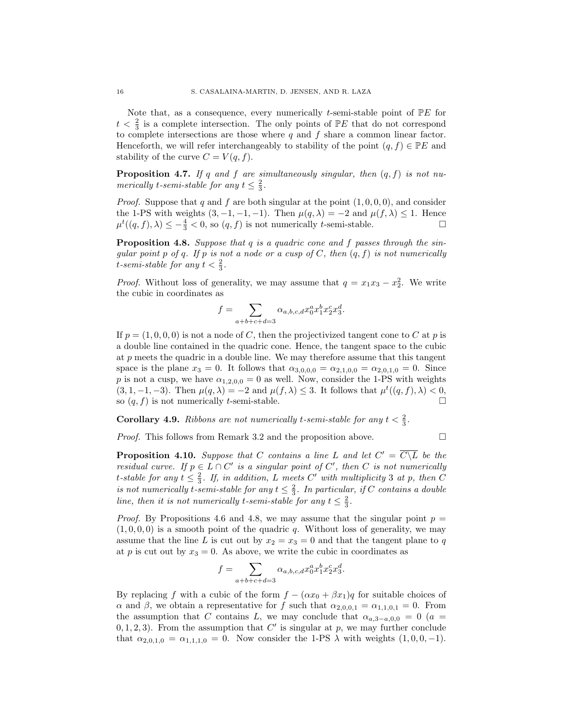Note that, as a consequence, every numerically $t$-semi-stable point of $\mathbb{P}E$ for $t < \frac{2}{3}$ is a complete intersection. The only points of $\mathbb{P}E$ that do not correspond to complete intersections are those where $q$ and $f$ share a common linear factor. Henceforth, we will refer interchangeably to stability of the point $(q, f) \in \mathbb{P}E$ and stability of the curve $C = V(q, f)$.

**Proposition 4.7.** *If $q$ and $f$ are simultaneously singular, then $(q, f)$ is not numerically $t$-semi-stable for any $t \leq \frac{2}{3}$.*

*Proof.* Suppose that $q$ and $f$ are both singular at the point $(1, 0, 0, 0)$, and consider the 1-PS with weights $(3, -1, -1, -1)$. Then $\mu(q, \lambda) = -2$ and $\mu(f, \lambda) \leq 1$. Hence $\mu^t((q, f), \lambda) \leq -\frac{4}{3} < 0$, so $(q, f)$ is not numerically $t$-semi-stable. $\square$

**Proposition 4.8.** *Suppose that $q$ is a quadric cone and $f$ passes through the singular point $p$ of $q$. If $p$ is not a node or a cusp of $C$, then $(q, f)$ is not numerically $t$-semi-stable for any $t < \frac{2}{3}$.*

*Proof.* Without loss of generality, we may assume that $q = x_1 x_3 - x_2^2$. We write the cubic in coordinates as

$$f = \sum_{a+b+c+d=3} \alpha_{a,b,c,d} x_0^a x_1^b x_2^c x_3^d.$$

If $p = (1, 0, 0, 0)$ is not a node of $C$, then the projectivized tangent cone to $C$ at $p$ is a double line contained in the quadric cone. Hence, the tangent space to the cubic at $p$ meets the quadric in a double line. We may therefore assume that this tangent space is the plane $x_3 = 0$. It follows that $\alpha_{3,0,0,0} = \alpha_{2,1,0,0} = \alpha_{2,0,1,0} = 0$. Since $p$ is not a cusp, we have $\alpha_{1,2,0,0} = 0$ as well. Now, consider the 1-PS with weights $(3, 1, -1, -3)$. Then $\mu(q, \lambda) = -2$ and $\mu(f, \lambda) \leq 3$. It follows that $\mu^t((q, f), \lambda) < 0$, so $(q, f)$ is not numerically $t$-semi-stable. $\square$

**Corollary 4.9.** *Ribbons are not numerically $t$-semi-stable for any $t < \frac{2}{3}$.*

*Proof.* This follows from Remark 3.2 and the proposition above. $\square$

**Proposition 4.10.** *Suppose that $C$ contains a line $L$ and let $C' = \overline{C \setminus L}$ be the residual curve. If $p \in L \cap C'$ is a singular point of $C'$, then $C$ is not numerically $t$-stable for any $t \leq \frac{2}{3}$. If, in addition, $L$ meets $C'$ with multiplicity 3 at $p$, then $C$ is not numerically $t$-semi-stable for any $t \leq \frac{2}{3}$. In particular, if $C$ contains a double line, then it is not numerically $t$-semi-stable for any $t \leq \frac{2}{3}$.*

*Proof.* By Propositions 4.6 and 4.8, we may assume that the singular point $p = (1, 0, 0, 0)$ is a smooth point of the quadric $q$. Without loss of generality, we may assume that the line $L$ is cut out by $x_2 = x_3 = 0$ and that the tangent plane to $q$ at $p$ is cut out by $x_3 = 0$. As above, we write the cubic in coordinates as

$$f = \sum_{a+b+c+d=3} \alpha_{a,b,c,d} x_0^a x_1^b x_2^c x_3^d.$$

By replacing $f$ with a cubic of the form $f - (\alpha x_0 + \beta x_1) q$ for suitable choices of $\alpha$ and $\beta$, we obtain a representative for $f$ such that $\alpha_{2,0,0,1} = \alpha_{1,1,0,1} = 0$. From the assumption that $C$ contains $L$, we may conclude that $\alpha_{a,3-a,0,0} = 0$ $(a = 0, 1, 2, 3)$. From the assumption that $C'$ is singular at $p$, we may further conclude that $\alpha_{2,0,1,0} = \alpha_{1,1,1,0} = 0$. Now consider the 1-PS $\lambda$ with weights $(1, 0, 0, -1)$.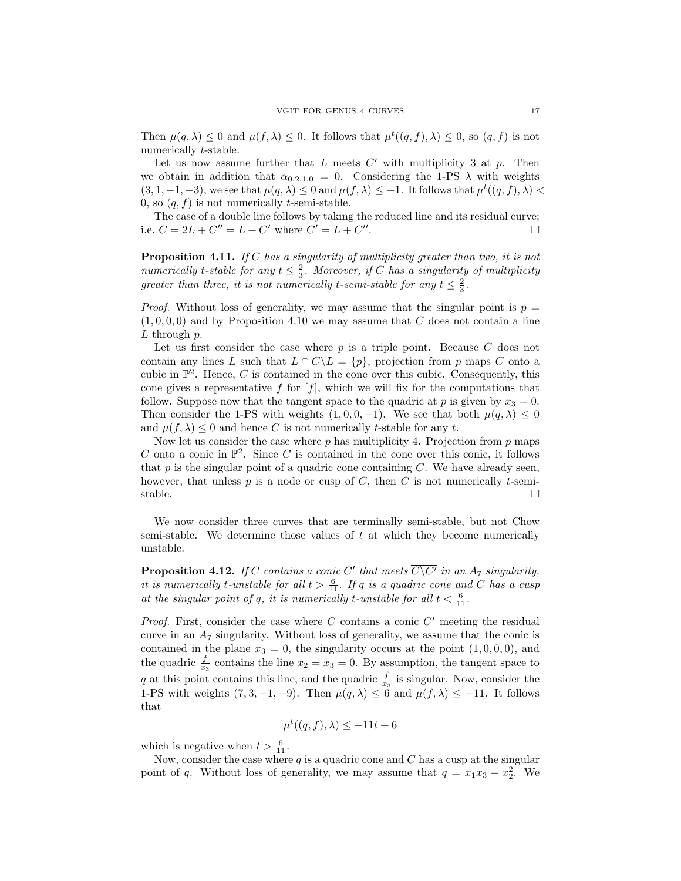Then $\mu(q,\lambda) \leq 0$ and $\mu(f,\lambda) \leq 0$. It follows that $\mu^t((q,f),\lambda) \leq 0$, so $(q,f)$ is not numerically $t$-stable.

Let us now assume further that $L$ meets $C'$ with multiplicity 3 at $p$. Then we obtain in addition that $\alpha_{0,2,1,0} = 0$. Considering the 1-PS $\lambda$ with weights $(3,1,-1,-3)$, we see that $\mu(q,\lambda) \leq 0$ and $\mu(f,\lambda) \leq -1$. It follows that $\mu^t((q,f),\lambda) < 0$, so $(q,f)$ is not numerically $t$-semi-stable.

The case of a double line follows by taking the reduced line and its residual curve; i.e. $C = 2L + C'' = L + C'$ where $C' = L + C''$. $\square$

**Proposition 4.11.** *If $C$ has a singularity of multiplicity greater than two, it is not numerically $t$-stable for any $t \leq \frac{2}{3}$. Moreover, if $C$ has a singularity of multiplicity greater than three, it is not numerically $t$-semi-stable for any $t \leq \frac{2}{3}$.*

*Proof.* Without loss of generality, we may assume that the singular point is $p = (1,0,0,0)$ and by Proposition 4.10 we may assume that $C$ does not contain a line $L$ through $p$.

Let us first consider the case where $p$ is a triple point. Because $C$ does not contain any lines $L$ such that $L \cap \overline{C \backslash L} = \{p\}$, projection from $p$ maps $C$ onto a cubic in $\mathbb{P}^2$. Hence, $C$ is contained in the cone over this cubic. Consequently, this cone gives a representative $f$ for $[f]$, which we will fix for the computations that follow. Suppose now that the tangent space to the quadric at $p$ is given by $x_3 = 0$. Then consider the 1-PS with weights $(1,0,0,-1)$. We see that both $\mu(q,\lambda) \leq 0$ and $\mu(f,\lambda) \leq 0$ and hence $C$ is not numerically $t$-stable for any $t$.

Now let us consider the case where $p$ has multiplicity 4. Projection from $p$ maps $C$ onto a conic in $\mathbb{P}^2$. Since $C$ is contained in the cone over this conic, it follows that $p$ is the singular point of a quadric cone containing $C$. We have already seen, however, that unless $p$ is a node or cusp of $C$, then $C$ is not numerically $t$-semi-stable. $\square$

We now consider three curves that are terminally semi-stable, but not Chow semi-stable. We determine those values of $t$ at which they become numerically unstable.

**Proposition 4.12.** *If $C$ contains a conic $C'$ that meets $\overline{C \backslash C'}$ in an $A_7$ singularity, it is numerically $t$-unstable for all $t > \frac{6}{11}$. If $q$ is a quadric cone and $C$ has a cusp at the singular point of $q$, it is numerically $t$-unstable for all $t < \frac{6}{11}$.*

*Proof.* First, consider the case where $C$ contains a conic $C'$ meeting the residual curve in an $A_7$ singularity. Without loss of generality, we assume that the conic is contained in the plane $x_3 = 0$, the singularity occurs at the point $(1,0,0,0)$, and the quadric $\frac{f}{x_3}$ contains the line $x_2 = x_3 = 0$. By assumption, the tangent space to $q$ at this point contains this line, and the quadric $\frac{f}{x_3}$ is singular. Now, consider the 1-PS with weights $(7,3,-1,-9)$. Then $\mu(q,\lambda) \leq 6$ and $\mu(f,\lambda) \leq -11$. It follows that

$$\mu^t((q,f),\lambda) \leq -11t + 6$$

which is negative when $t > \frac{6}{11}$.

Now, consider the case where $q$ is a quadric cone and $C$ has a cusp at the singular point of $q$. Without loss of generality, we may assume that $q = x_1x_3 - x_2^2$. We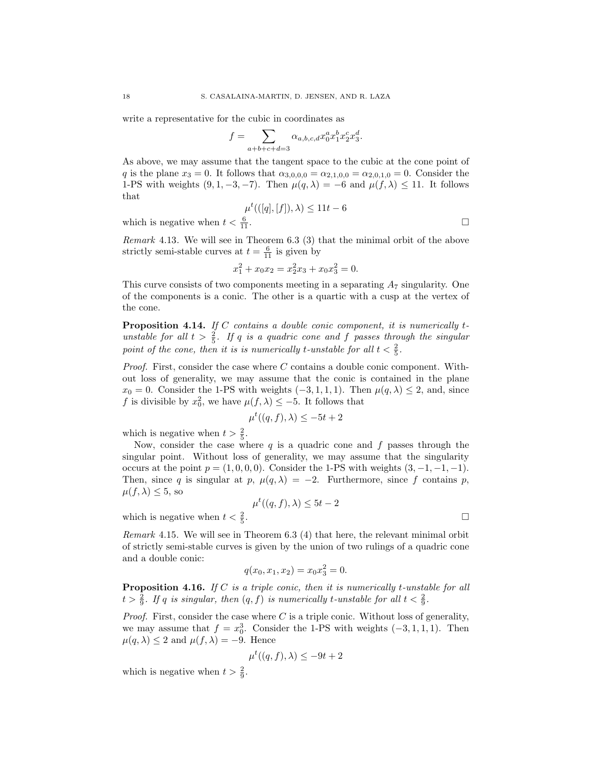write a representative for the cubic in coordinates as

$$f = \sum_{a+b+c+d=3} \alpha_{a,b,c,d} x_0^a x_1^b x_2^c x_3^d.$$

As above, we may assume that the tangent space to the cubic at the cone point of $q$ is the plane $x_3 = 0$. It follows that $\alpha_{3,0,0,0} = \alpha_{2,1,0,0} = \alpha_{2,0,1,0} = 0$. Consider the 1-PS with weights $(9, 1, -3, -7)$. Then $\mu(q, \lambda) = -6$ and $\mu(f, \lambda) \leq 11$. It follows that

$$\mu^t(([q], [f]), \lambda) \leq 11t - 6$$

which is negative when $t < \frac{6}{11}$. $\square$

*Remark* 4.13. We will see in Theorem 6.3 (3) that the minimal orbit of the above strictly semi-stable curves at $t = \frac{6}{11}$ is given by

$$x_1^2 + x_0x_2 = x_2^2 x_3 + x_0 x_3^2 = 0.$$

This curve consists of two components meeting in a separating $A_7$ singularity. One of the components is a conic. The other is a quartic with a cusp at the vertex of the cone.

**Proposition 4.14.** *If $C$ contains a double conic component, it is numerically $t$-unstable for all $t > \frac{2}{5}$. If $q$ is a quadric cone and $f$ passes through the singular point of the cone, then it is is numerically $t$-unstable for all $t < \frac{2}{5}$.*

*Proof.* First, consider the case where $C$ contains a double conic component. Without loss of generality, we may assume that the conic is contained in the plane $x_0 = 0$. Consider the 1-PS with weights $(-3, 1, 1, 1)$. Then $\mu(q, \lambda) \leq 2$, and, since $f$ is divisible by $x_0^2$, we have $\mu(f, \lambda) \leq -5$. It follows that

$$\mu^t((q, f), \lambda) \leq -5t + 2$$

which is negative when $t > \frac{2}{5}$.

Now, consider the case where $q$ is a quadric cone and $f$ passes through the singular point. Without loss of generality, we may assume that the singularity occurs at the point $p = (1, 0, 0, 0)$. Consider the 1-PS with weights $(3, -1, -1, -1)$. Then, since $q$ is singular at $p$, $\mu(q, \lambda) = -2$. Furthermore, since $f$ contains $p$, $\mu(f, \lambda) \leq 5$, so

$$\mu^t((q, f), \lambda) \leq 5t - 2$$

which is negative when $t < \frac{2}{5}$. $\square$

*Remark* 4.15. We will see in Theorem 6.3 (4) that here, the relevant minimal orbit of strictly semi-stable curves is given by the union of two rulings of a quadric cone and a double conic:

$$q(x_0, x_1, x_2) = x_0 x_3^2 = 0.$$

**Proposition 4.16.** *If $C$ is a triple conic, then it is numerically $t$-unstable for all $t > \frac{2}{9}$. If $q$ is singular, then $(q, f)$ is numerically $t$-unstable for all $t < \frac{2}{9}$.*

*Proof.* First, consider the case where $C$ is a triple conic. Without loss of generality, we may assume that $f = x_0^3$. Consider the 1-PS with weights $(-3, 1, 1, 1)$. Then $\mu(q, \lambda) \leq 2$ and $\mu(f, \lambda) = -9$. Hence

$$\mu^t((q, f), \lambda) \leq -9t + 2$$

which is negative when $t > \frac{2}{9}$.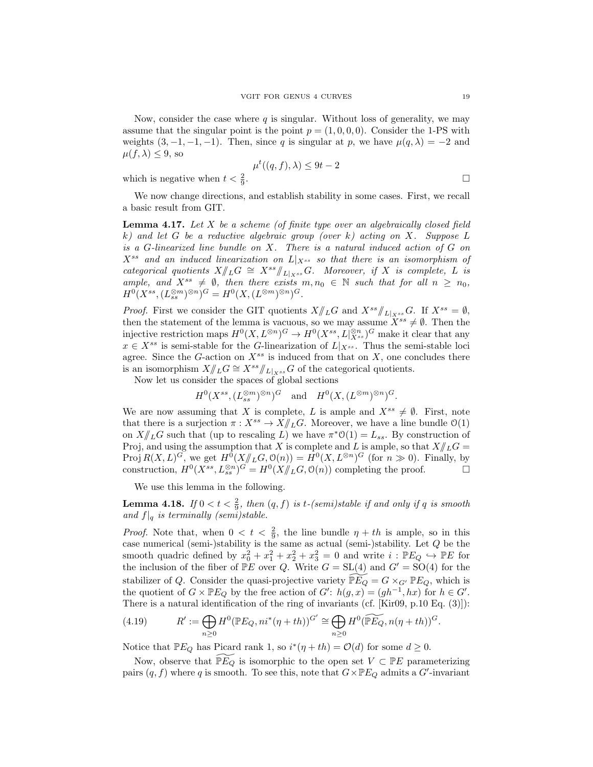Now, consider the case where $q$ is singular. Without loss of generality, we may assume that the singular point is the point $p = (1, 0, 0, 0)$. Consider the 1-PS with weights $(3, -1, -1, -1)$. Then, since $q$ is singular at $p$, we have $\mu(q, \lambda) = -2$ and $\mu(f, \lambda) \leq 9$, so

$$\mu^t((q, f), \lambda) \leq 9t - 2$$

which is negative when $t < \frac{2}{9}$. $\square$

We now change directions, and establish stability in some cases. First, we recall a basic result from GIT.

**Lemma 4.17.** *Let $X$ be a scheme (of finite type over an algebraically closed field $k$) and let $G$ be a reductive algebraic group (over $k$) acting on $X$. Suppose $L$ is a $G$-linearized line bundle on $X$. There is a natural induced action of $G$ on $X^{ss}$ and an induced linearization on $L|_{X^{ss}}$ so that there is an isomorphism of categorical quotients $X/\!\!/_L G \cong X^{ss}/\!\!/_{L|_{X^{ss}}} G$. Moreover, if $X$ is complete, $L$ is ample, and $X^{ss} \neq \emptyset$, then there exists $m, n_0 \in \mathbb{N}$ such that for all $n \geq n_0$, $H^0(X^{ss}, (L_{ss}^{\otimes m})^{\otimes n})^G = H^0(X, (L^{\otimes m})^{\otimes n})^G$.*

*Proof.* First we consider the GIT quotients $X/\!\!/_L G$ and $X^{ss}/\!\!/_{L|_{X^{ss}}} G$. If $X^{ss} = \emptyset$, then the statement of the lemma is vacuous, so we may assume $X^{ss} \neq \emptyset$. Then the injective restriction maps $H^0(X, L^{\otimes n})^G \to H^0(X^{ss}, L|_{X^{ss}}^{\otimes n})^G$ make it clear that any $x \in X^{ss}$ is semi-stable for the $G$-linearization of $L|_{X^{ss}}$. Thus the semi-stable loci agree. Since the $G$-action on $X^{ss}$ is induced from that on $X$, one concludes there is an isomorphism $X/\!\!/_L G \cong X^{ss}/\!\!/_{L|_{X^{ss}}} G$ of the categorical quotients.

Now let us consider the spaces of global sections

$$H^0(X^{ss}, (L_{ss}^{\otimes m})^{\otimes n})^G \quad \text{and} \quad H^0(X, (L^{\otimes m})^{\otimes n})^G.$$

We are now assuming that $X$ is complete, $L$ is ample and $X^{ss} \neq \emptyset$. First, note that there is a surjection $\pi : X^{ss} \to X/\!\!/_L G$. Moreover, we have a line bundle $\mathcal{O}(1)$ on $X/\!\!/_L G$ such that (up to rescaling $L$) we have $\pi^*\mathcal{O}(1) = L_{ss}$. By construction of Proj, and using the assumption that $X$ is complete and $L$ is ample, so that $X/\!\!/_L G = \operatorname{Proj} R(X, L)^G$, we get $H^0(X/\!\!/_L G, \mathcal{O}(n)) = H^0(X, L^{\otimes n})^G$ (for $n \gg 0$). Finally, by construction, $H^0(X^{ss}, L_{ss}^{\otimes n})^G = H^0(X/\!\!/_L G, \mathcal{O}(n))$ completing the proof. $\square$

We use this lemma in the following.

**Lemma 4.18.** *If $0 < t < \frac{2}{9}$, then $(q, f)$ is $t$-(semi)stable if and only if $q$ is smooth and $f|_q$ is terminally (semi)stable.*

*Proof.* Note that, when $0 < t < \frac{2}{9}$, the line bundle $\eta + th$ is ample, so in this case numerical (semi-)stability is the same as actual (semi-)stability. Let $Q$ be the smooth quadric defined by $x_0^2 + x_1^2 + x_2^2 + x_3^2 = 0$ and write $i : \mathbb{P}E_Q \hookrightarrow \mathbb{P}E$ for the inclusion of the fiber of $\mathbb{P}E$ over $Q$. Write $G = \mathrm{SL}(4)$ and $G' = \mathrm{SO}(4)$ for the stabilizer of $Q$. Consider the quasi-projective variety $\widetilde{\mathbb{P}E_Q} = G \times_{G'} \mathbb{P}E_Q$, which is the quotient of $G \times \mathbb{P}E_Q$ by the free action of $G'$: $h(g, x) = (gh^{-1}, hx)$ for $h \in G'$. There is a natural identification of the ring of invariants (cf. [Kir09, p.10 Eq. (3)]):

$$R' := \bigoplus_{n \geq 0} H^0(\mathbb{P}E_Q, ni^*(\eta + th))^{G'} \cong \bigoplus_{n \geq 0} H^0(\widetilde{\mathbb{P}E_Q}, n(\eta + th))^G. \tag{4.19}$$

Notice that $\mathbb{P}E_Q$ has Picard rank 1, so $i^*(\eta + th) = \mathcal{O}(d)$ for some $d \geq 0$.

Now, observe that $\widetilde{\mathbb{P}E_Q}$ is isomorphic to the open set $V \subset \mathbb{P}E$ parameterizing pairs $(q, f)$ where $q$ is smooth. To see this, note that $G \times \mathbb{P}E_Q$ admits a $G'$-invariant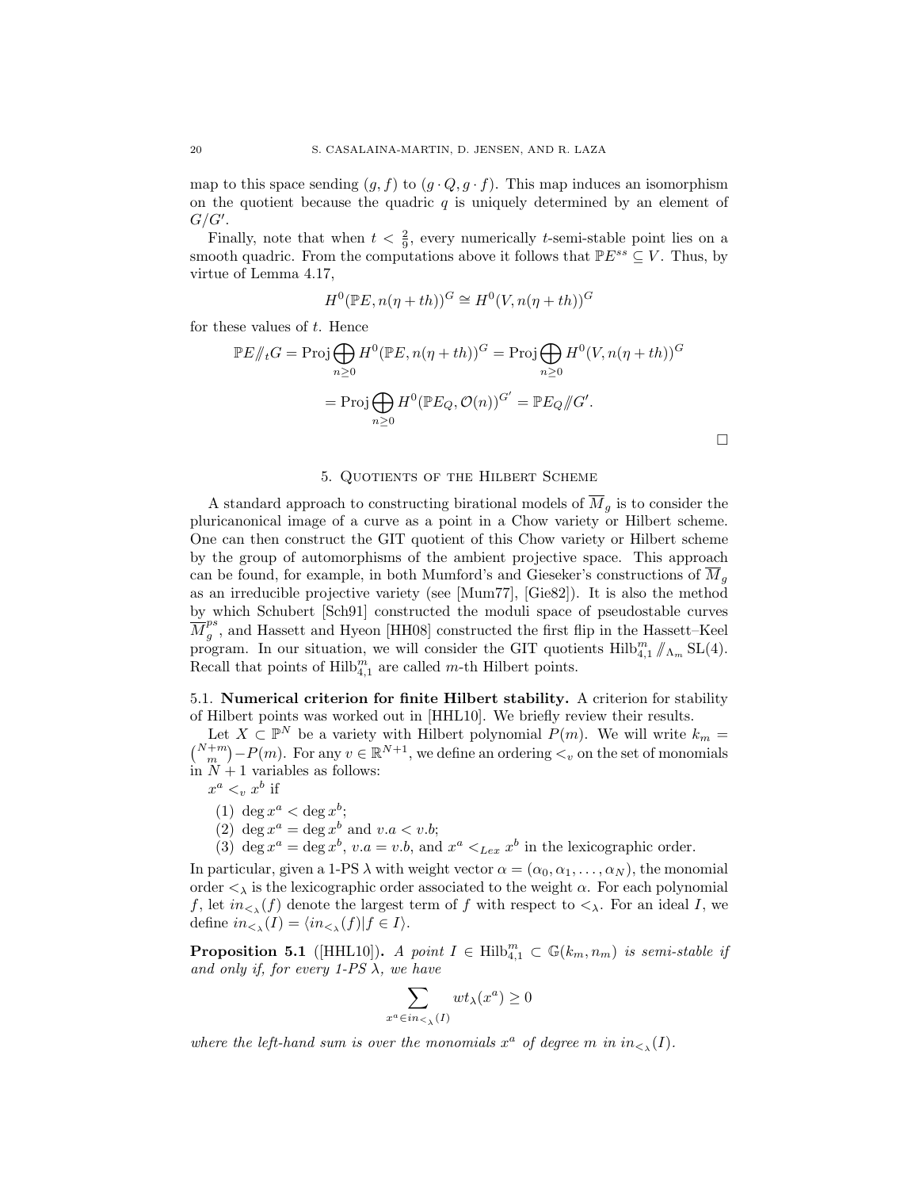map to this space sending $(g, f)$ to $(g \cdot Q, g \cdot f)$. This map induces an isomorphism on the quotient because the quadric $q$ is uniquely determined by an element of $G/G'$.

Finally, note that when $t < \frac{2}{9}$, every numerically $t$-semi-stable point lies on a smooth quadric. From the computations above it follows that $\mathbb{P}E^{ss} \subseteq V$. Thus, by virtue of Lemma 4.17,

$$H^0(\mathbb{P}E, n(\eta + th))^G \cong H^0(V, n(\eta + th))^G$$

for these values of $t$. Hence

$$\mathbb{P}E/\!\!/_t G = \operatorname{Proj} \bigoplus_{n \geq 0} H^0(\mathbb{P}E, n(\eta + th))^G = \operatorname{Proj} \bigoplus_{n \geq 0} H^0(V, n(\eta + th))^G$$

$$= \operatorname{Proj} \bigoplus_{n \geq 0} H^0(\mathbb{P}E_Q, \mathcal{O}(n))^{G'} = \mathbb{P}E_Q /\!\!/ G'.$$

□

## 5. Quotients of the Hilbert Scheme

A standard approach to constructing birational models of $\overline{M}_g$ is to consider the pluricanonical image of a curve as a point in a Chow variety or Hilbert scheme. One can then construct the GIT quotient of this Chow variety or Hilbert scheme by the group of automorphisms of the ambient projective space. This approach can be found, for example, in both Mumford's and Gieseker's constructions of $\overline{M}_g$ as an irreducible projective variety (see [Mum77], [Gie82]). It is also the method by which Schubert [Sch91] constructed the moduli space of pseudostable curves $\overline{M}_g^{ps}$, and Hassett and Hyeon [HH08] constructed the first flip in the Hassett–Keel program. In our situation, we will consider the GIT quotients $\mathrm{Hilb}^m_{4,1} /\!\!/_{\Lambda_m} \mathrm{SL}(4)$. Recall that points of $\mathrm{Hilb}^m_{4,1}$ are called $m$-th Hilbert points.

**5.1. Numerical criterion for finite Hilbert stability.** A criterion for stability of Hilbert points was worked out in [HHL10]. We briefly review their results.

Let $X \subset \mathbb{P}^N$ be a variety with Hilbert polynomial $P(m)$. We will write $k_m = \binom{N+m}{m} - P(m)$. For any $v \in \mathbb{R}^{N+1}$, we define an ordering $<_v$ on the set of monomials in $N+1$ variables as follows:

$x^a <_v x^b$ if

1. $\deg x^a < \deg x^b$;
2. $\deg x^a = \deg x^b$ and $v.a < v.b$;
3. $\deg x^a = \deg x^b$, $v.a = v.b$, and $x^a <_{Lex} x^b$ in the lexicographic order.

In particular, given a 1-PS $\lambda$ with weight vector $\alpha = (\alpha_0, \alpha_1, \ldots, \alpha_N)$, the monomial order $<_\lambda$ is the lexicographic order associated to the weight $\alpha$. For each polynomial $f$, let $in_{<_\lambda}(f)$ denote the largest term of $f$ with respect to $<_\lambda$. For an ideal $I$, we define $in_{<_\lambda}(I) = \langle in_{<_\lambda}(f) | f \in I \rangle$.

**Proposition 5.1** ([HHL10]). *A point $I \in \mathrm{Hilb}^m_{4,1} \subset \mathbb{G}(k_m, n_m)$ is semi-stable if and only if, for every 1-PS $\lambda$, we have*

$$\sum_{x^a \in in_{<_\lambda}(I)} wt_\lambda(x^a) \geq 0$$

*where the left-hand sum is over the monomials $x^a$ of degree $m$ in $in_{<_\lambda}(I)$.*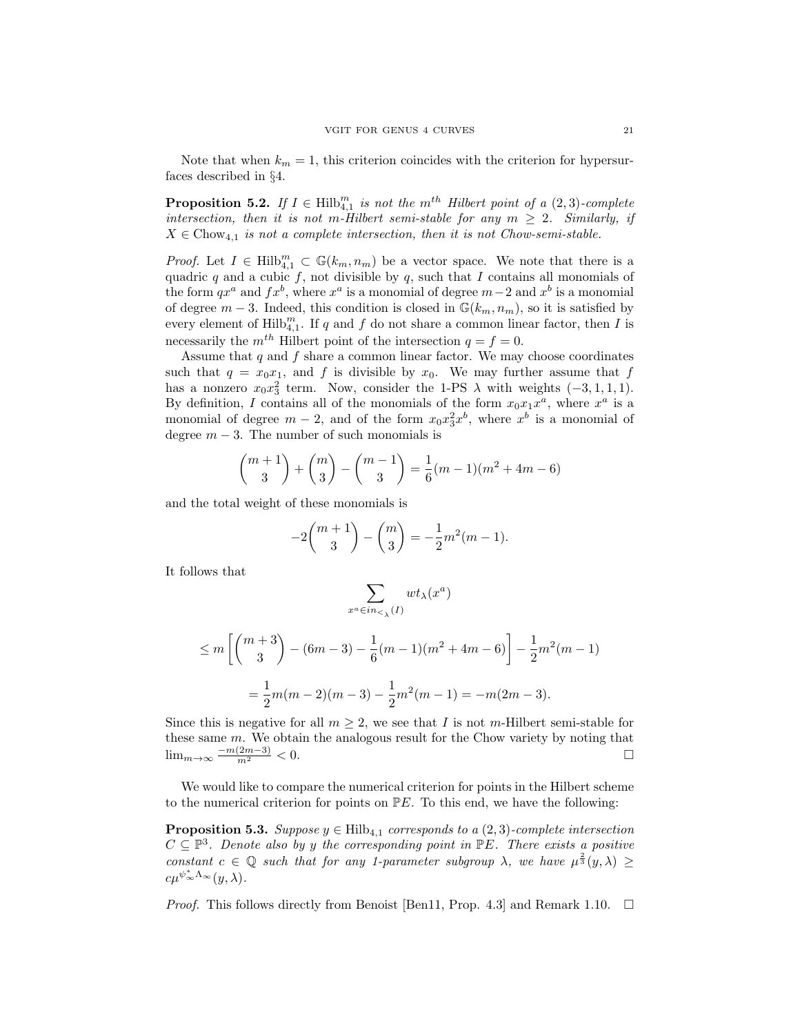Note that when $k_m = 1$, this criterion coincides with the criterion for hypersurfaces described in §4.

**Proposition 5.2.** *If $I \in \mathrm{Hilb}^m_{4,1}$ is not the $m^{th}$ Hilbert point of a $(2,3)$-complete intersection, then it is not m-Hilbert semi-stable for any $m \geq 2$. Similarly, if $X \in \mathrm{Chow}_{4,1}$ is not a complete intersection, then it is not Chow-semi-stable.*

*Proof.* Let $I \in \mathrm{Hilb}^m_{4,1} \subset \mathbb{G}(k_m, n_m)$ be a vector space. We note that there is a quadric $q$ and a cubic $f$, not divisible by $q$, such that $I$ contains all monomials of the form $qx^a$ and $fx^b$, where $x^a$ is a monomial of degree $m-2$ and $x^b$ is a monomial of degree $m-3$. Indeed, this condition is closed in $\mathbb{G}(k_m, n_m)$, so it is satisfied by every element of $\mathrm{Hilb}^m_{4,1}$. If $q$ and $f$ do not share a common linear factor, then $I$ is necessarily the $m^{th}$ Hilbert point of the intersection $q = f = 0$.

Assume that $q$ and $f$ share a common linear factor. We may choose coordinates such that $q = x_0x_1$, and $f$ is divisible by $x_0$. We may further assume that $f$ has a nonzero $x_0x_3^2$ term. Now, consider the 1-PS $\lambda$ with weights $(-3, 1, 1, 1)$. By definition, $I$ contains all of the monomials of the form $x_0x_1x^a$, where $x^a$ is a monomial of degree $m-2$, and of the form $x_0x_3^2x^b$, where $x^b$ is a monomial of degree $m-3$. The number of such monomials is

$$\binom{m+1}{3} + \binom{m}{3} - \binom{m-1}{3} = \frac{1}{6}(m-1)(m^2+4m-6)$$

and the total weight of these monomials is

$$-2\binom{m+1}{3} - \binom{m}{3} = -\frac{1}{2}m^2(m-1).$$

It follows that

$$\sum_{x^a \in in_{<_\lambda}(I)} wt_\lambda(x^a)$$

$$\leq m\left[\binom{m+3}{3} - (6m-3) - \frac{1}{6}(m-1)(m^2+4m-6)\right] - \frac{1}{2}m^2(m-1)$$

$$= \frac{1}{2}m(m-2)(m-3) - \frac{1}{2}m^2(m-1) = -m(2m-3).$$

Since this is negative for all $m \geq 2$, we see that $I$ is not $m$-Hilbert semi-stable for these same $m$. We obtain the analogous result for the Chow variety by noting that $\lim_{m\to\infty} \frac{-m(2m-3)}{m^2} < 0$. □

We would like to compare the numerical criterion for points in the Hilbert scheme to the numerical criterion for points on $\mathbb{P}E$. To this end, we have the following:

**Proposition 5.3.** *Suppose $y \in \mathrm{Hilb}_{4,1}$ corresponds to a $(2,3)$-complete intersection $C \subseteq \mathbb{P}^3$. Denote also by $y$ the corresponding point in $\mathbb{P}E$. There exists a positive constant $c \in \mathbb{Q}$ such that for any 1-parameter subgroup $\lambda$, we have $\mu^{\frac{2}{3}}(y,\lambda) \geq c\mu^{\psi^*_\infty \Lambda_\infty}(y,\lambda)$.*

*Proof.* This follows directly from Benoist [Ben11, Prop. 4.3] and Remark 1.10. □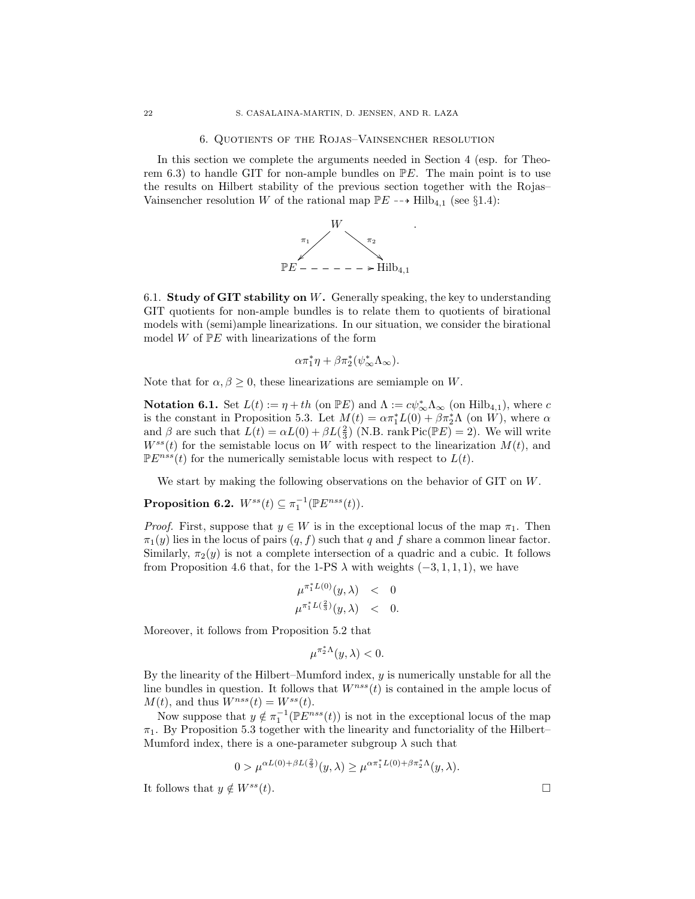## 6. Quotients of the Rojas–Vainsencher resolution

In this section we complete the arguments needed in Section 4 (esp. for Theorem 6.3) to handle GIT for non-ample bundles on $\mathbb{P}E$. The main point is to use the results on Hilbert stability of the previous section together with the Rojas–Vainsencher resolution $W$ of the rational map $\mathbb{P}E \dashrightarrow \mathrm{Hilb}_{4,1}$ (see §1.4):

$$\begin{array}{ccc} & W & \\ {}^{\pi_1}\swarrow & & \searrow^{\pi_2} \\ \mathbb{P}E & \dashrightarrow & \mathrm{Hilb}_{4,1} \end{array}.$$

### 6.1. Study of GIT stability on $W$.

Generally speaking, the key to understanding GIT quotients for non-ample bundles is to relate them to quotients of birational models with (semi)ample linearizations. In our situation, we consider the birational model $W$ of $\mathbb{P}E$ with linearizations of the form

$$\alpha\pi_1^*\eta + \beta\pi_2^*(\psi_\infty^*\Lambda_\infty).$$

Note that for $\alpha, \beta \geq 0$, these linearizations are semiample on $W$.

**Notation 6.1.** Set $L(t) := \eta + th$ (on $\mathbb{P}E$) and $\Lambda := c\psi_\infty^*\Lambda_\infty$ (on $\mathrm{Hilb}_{4,1}$), where $c$ is the constant in Proposition 5.3. Let $M(t) = \alpha\pi_1^*L(0) + \beta\pi_2^*\Lambda$ (on $W$), where $\alpha$ and $\beta$ are such that $L(t) = \alpha L(0) + \beta L(\frac{2}{3})$ (N.B. $\operatorname{rank}\operatorname{Pic}(\mathbb{P}E) = 2$). We will write $W^{ss}(t)$ for the semistable locus on $W$ with respect to the linearization $M(t)$, and $\mathbb{P}E^{nss}(t)$ for the numerically semistable locus with respect to $L(t)$.

We start by making the following observations on the behavior of GIT on $W$.

**Proposition 6.2.** $W^{ss}(t) \subseteq \pi_1^{-1}(\mathbb{P}E^{nss}(t))$.

*Proof.* First, suppose that $y \in W$ is in the exceptional locus of the map $\pi_1$. Then $\pi_1(y)$ lies in the locus of pairs $(q, f)$ such that $q$ and $f$ share a common linear factor. Similarly, $\pi_2(y)$ is not a complete intersection of a quadric and a cubic. It follows from Proposition 4.6 that, for the 1-PS $\lambda$ with weights $(-3, 1, 1, 1)$, we have

$$\begin{aligned} \mu^{\pi_1^*L(0)}(y, \lambda) &< 0 \\ \mu^{\pi_1^*L(\frac{2}{3})}(y, \lambda) &< 0. \end{aligned}$$

Moreover, it follows from Proposition 5.2 that

$$\mu^{\pi_2^*\Lambda}(y, \lambda) < 0.$$

By the linearity of the Hilbert–Mumford index, $y$ is numerically unstable for all the line bundles in question. It follows that $W^{nss}(t)$ is contained in the ample locus of $M(t)$, and thus $W^{nss}(t) = W^{ss}(t)$.

Now suppose that $y \notin \pi_1^{-1}(\mathbb{P}E^{nss}(t))$ is not in the exceptional locus of the map $\pi_1$. By Proposition 5.3 together with the linearity and functoriality of the Hilbert–Mumford index, there is a one-parameter subgroup $\lambda$ such that

$$0 > \mu^{\alpha L(0) + \beta L(\frac{2}{3})}(y, \lambda) \geq \mu^{\alpha\pi_1^*L(0) + \beta\pi_2^*\Lambda}(y, \lambda).$$

It follows that $y \notin W^{ss}(t)$. $\square$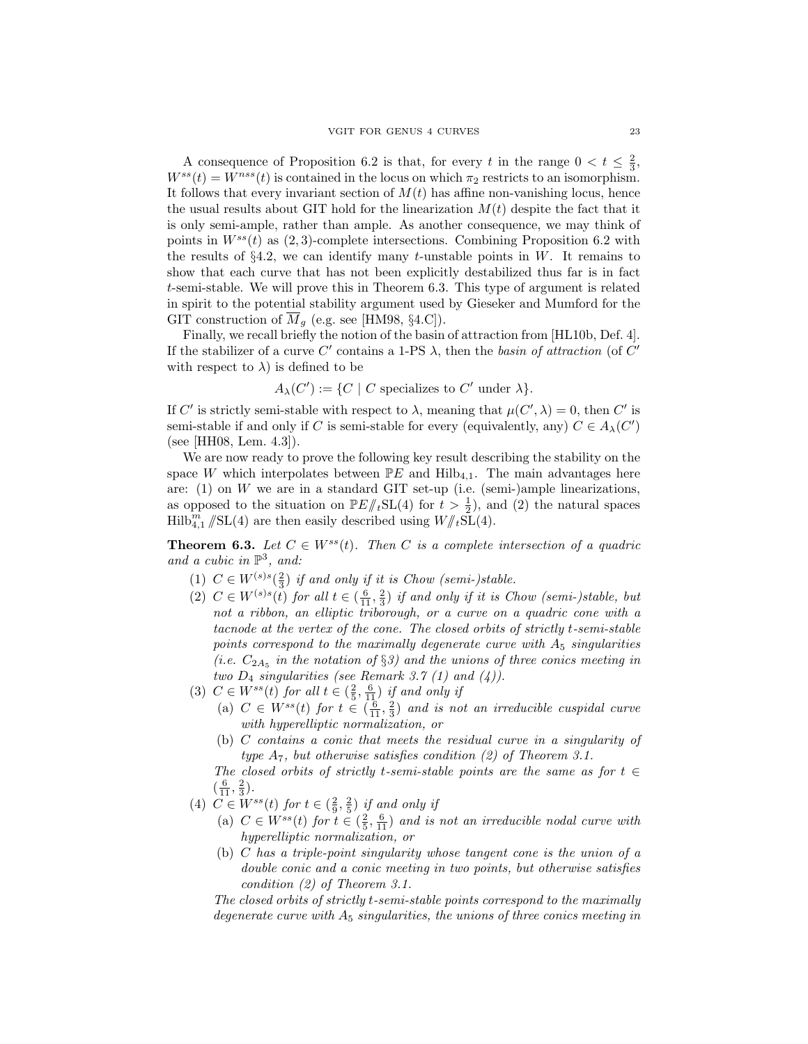A consequence of Proposition 6.2 is that, for every $t$ in the range $0 < t \leq \frac{2}{3}$, $W^{ss}(t) = W^{nss}(t)$ is contained in the locus on which $\pi_2$ restricts to an isomorphism. It follows that every invariant section of $M(t)$ has affine non-vanishing locus, hence the usual results about GIT hold for the linearization $M(t)$ despite the fact that it is only semi-ample, rather than ample. As another consequence, we may think of points in $W^{ss}(t)$ as $(2, 3)$-complete intersections. Combining Proposition 6.2 with the results of §4.2, we can identify many $t$-unstable points in $W$. It remains to show that each curve that has not been explicitly destabilized thus far is in fact $t$-semi-stable. We will prove this in Theorem 6.3. This type of argument is related in spirit to the potential stability argument used by Gieseker and Mumford for the GIT construction of $\overline{M}_g$ (e.g. see [HM98, §4.C]).

Finally, we recall briefly the notion of the basin of attraction from [HL10b, Def. 4]. If the stabilizer of a curve $C'$ contains a 1-PS $\lambda$, then the *basin of attraction* (of $C'$ with respect to $\lambda$) is defined to be

$$A_\lambda(C') := \{C \mid C \text{ specializes to } C' \text{ under } \lambda\}.$$

If $C'$ is strictly semi-stable with respect to $\lambda$, meaning that $\mu(C', \lambda) = 0$, then $C'$ is semi-stable if and only if $C$ is semi-stable for every (equivalently, any) $C \in A_\lambda(C')$ (see [HH08, Lem. 4.3]).

We are now ready to prove the following key result describing the stability on the space $W$ which interpolates between $\mathbb{P}E$ and $\mathrm{Hilb}_{4,1}$. The main advantages here are: (1) on $W$ we are in a standard GIT set-up (i.e. (semi-)ample linearizations, as opposed to the situation on $\mathbb{P}E/\!/_t\mathrm{SL}(4)$ for $t > \frac{1}{2}$), and (2) the natural spaces $\mathrm{Hilb}^m_{4,1}/\!/\mathrm{SL}(4)$ are then easily described using $W/\!/_t\mathrm{SL}(4)$.

**Theorem 6.3.** *Let $C \in W^{ss}(t)$. Then $C$ is a complete intersection of a quadric and a cubic in $\mathbb{P}^3$, and:*

1. *$C \in W^{(s)s}(\frac{2}{3})$ if and only if it is Chow (semi-)stable.*
2. *$C \in W^{(s)s}(t)$ for all $t \in (\frac{6}{11}, \frac{2}{3})$ if and only if it is Chow (semi-)stable, but not a ribbon, an elliptic triborough, or a curve on a quadric cone with a tacnode at the vertex of the cone. The closed orbits of strictly $t$-semi-stable points correspond to the maximally degenerate curve with $A_5$ singularities (i.e. $C_{2A_5}$ in the notation of §3) and the unions of three conics meeting in two $D_4$ singularities (see Remark 3.7 (1) and (4)).*
3. *$C \in W^{ss}(t)$ for all $t \in (\frac{2}{5}, \frac{6}{11})$ if and only if*
   - (a) *$C \in W^{ss}(t)$ for $t \in (\frac{6}{11}, \frac{2}{3})$ and is not an irreducible cuspidal curve with hyperelliptic normalization, or*
   - (b) *$C$ contains a conic that meets the residual curve in a singularity of type $A_7$, but otherwise satisfies condition (2) of Theorem 3.1.*

   *The closed orbits of strictly $t$-semi-stable points are the same as for $t \in (\frac{6}{11}, \frac{2}{3})$.*
4. *$C \in W^{ss}(t)$ for $t \in (\frac{2}{9}, \frac{2}{5})$ if and only if*
   - (a) *$C \in W^{ss}(t)$ for $t \in (\frac{2}{5}, \frac{6}{11})$ and is not an irreducible nodal curve with hyperelliptic normalization, or*
   - (b) *$C$ has a triple-point singularity whose tangent cone is the union of a double conic and a conic meeting in two points, but otherwise satisfies condition (2) of Theorem 3.1.*

   *The closed orbits of strictly $t$-semi-stable points correspond to the maximally degenerate curve with $A_5$ singularities, the unions of three conics meeting in*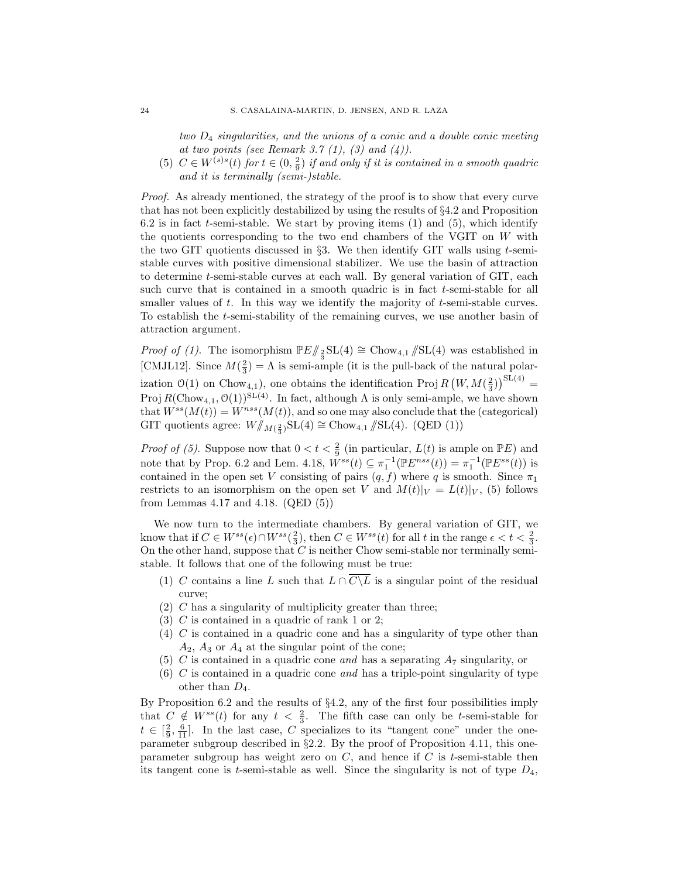*two $D_4$ singularities, and the unions of a conic and a double conic meeting at two points (see Remark 3.7 (1), (3) and (4)).*

(5) $C \in W^{(s)s}(t)$ for $t \in (0, \frac{2}{9})$ *if and only if it is contained in a smooth quadric and it is terminally (semi-)stable.*

*Proof.* As already mentioned, the strategy of the proof is to show that every curve that has not been explicitly destabilized by using the results of §4.2 and Proposition 6.2 is in fact $t$-semi-stable. We start by proving items (1) and (5), which identify the quotients corresponding to the two end chambers of the VGIT on $W$ with the two GIT quotients discussed in §3. We then identify GIT walls using $t$-semi-stable curves with positive dimensional stabilizer. We use the basin of attraction to determine $t$-semi-stable curves at each wall. By general variation of GIT, each such curve that is contained in a smooth quadric is in fact $t$-semi-stable for all smaller values of $t$. In this way we identify the majority of $t$-semi-stable curves. To establish the $t$-semi-stability of the remaining curves, we use another basin of attraction argument.

*Proof of (1).* The isomorphism $\mathbb{P}E/\!\!/_{\frac{2}{3}}\mathrm{SL}(4) \cong \mathrm{Chow}_{4,1}/\!\!/\mathrm{SL}(4)$ was established in [CMJL12]. Since $M(\frac{2}{3}) = \Lambda$ is semi-ample (it is the pull-back of the natural polarization $\mathcal{O}(1)$ on $\mathrm{Chow}_{4,1}$), one obtains the identification $\mathrm{Proj}\, R\left(W, M(\frac{2}{3})\right)^{\mathrm{SL}(4)} = \mathrm{Proj}\, R(\mathrm{Chow}_{4,1}, \mathcal{O}(1))^{\mathrm{SL}(4)}$. In fact, although $\Lambda$ is only semi-ample, we have shown that $W^{ss}(M(t)) = W^{nss}(M(t))$, and so one may also conclude that the (categorical) GIT quotients agree: $W/\!\!/_{M(\frac{2}{3})}\mathrm{SL}(4) \cong \mathrm{Chow}_{4,1}/\!\!/\mathrm{SL}(4)$. (QED (1))

*Proof of (5).* Suppose now that $0 < t < \frac{2}{9}$ (in particular, $L(t)$ is ample on $\mathbb{P}E$) and note that by Prop. 6.2 and Lem. 4.18, $W^{ss}(t) \subseteq \pi_1^{-1}(\mathbb{P}E^{nss}(t)) = \pi_1^{-1}(\mathbb{P}E^{ss}(t))$ is contained in the open set $V$ consisting of pairs $(q, f)$ where $q$ is smooth. Since $\pi_1$ restricts to an isomorphism on the open set $V$ and $M(t)|_V = L(t)|_V$, (5) follows from Lemmas 4.17 and 4.18. (QED (5))

We now turn to the intermediate chambers. By general variation of GIT, we know that if $C \in W^{ss}(\epsilon) \cap W^{ss}(\frac{2}{3})$, then $C \in W^{ss}(t)$ for all $t$ in the range $\epsilon < t < \frac{2}{3}$. On the other hand, suppose that $C$ is neither Chow semi-stable nor terminally semi-stable. It follows that one of the following must be true:

1. $C$ contains a line $L$ such that $L \cap \overline{C \setminus L}$ is a singular point of the residual curve;
2. $C$ has a singularity of multiplicity greater than three;
3. $C$ is contained in a quadric of rank 1 or 2;
4. $C$ is contained in a quadric cone and has a singularity of type other than $A_2$, $A_3$ or $A_4$ at the singular point of the cone;
5. $C$ is contained in a quadric cone *and* has a separating $A_7$ singularity, or
6. $C$ is contained in a quadric cone *and* has a triple-point singularity of type other than $D_4$.

By Proposition 6.2 and the results of §4.2, any of the first four possibilities imply that $C \notin W^{ss}(t)$ for any $t < \frac{2}{3}$. The fifth case can only be $t$-semi-stable for $t \in [\frac{2}{9}, \frac{6}{11}]$. In the last case, $C$ specializes to its "tangent cone" under the one-parameter subgroup described in §2.2. By the proof of Proposition 4.11, this one-parameter subgroup has weight zero on $C$, and hence if $C$ is $t$-semi-stable then its tangent cone is $t$-semi-stable as well. Since the singularity is not of type $D_4$,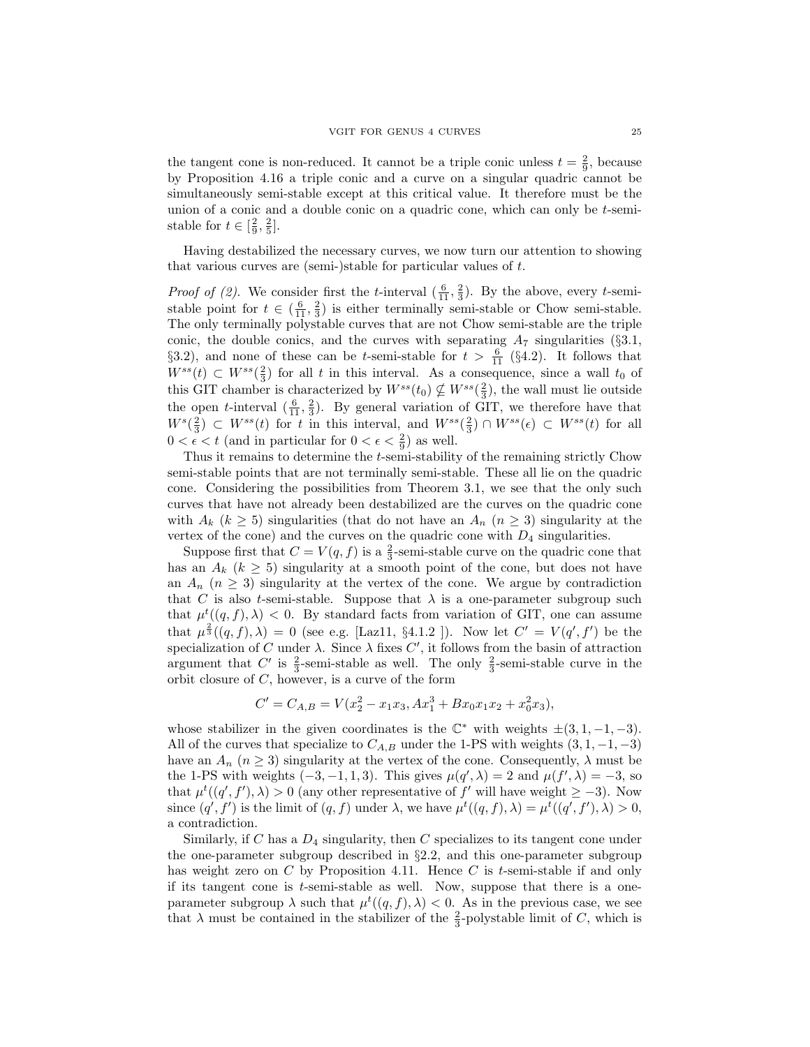the tangent cone is non-reduced. It cannot be a triple conic unless $t = \frac{2}{9}$, because by Proposition 4.16 a triple conic and a curve on a singular quadric cannot be simultaneously semi-stable except at this critical value. It therefore must be the union of a conic and a double conic on a quadric cone, which can only be $t$-semi-stable for $t \in [\frac{2}{9}, \frac{2}{5}]$.

Having destabilized the necessary curves, we now turn our attention to showing that various curves are (semi-)stable for particular values of $t$.

*Proof of (2).* We consider first the $t$-interval $(\frac{6}{11}, \frac{2}{3})$. By the above, every $t$-semi-stable point for $t \in (\frac{6}{11}, \frac{2}{3})$ is either terminally semi-stable or Chow semi-stable. The only terminally polystable curves that are not Chow semi-stable are the triple conic, the double conics, and the curves with separating $A_7$ singularities (§3.1, §3.2), and none of these can be $t$-semi-stable for $t > \frac{6}{11}$ (§4.2). It follows that $W^{ss}(t) \subset W^{ss}(\frac{2}{3})$ for all $t$ in this interval. As a consequence, since a wall $t_0$ of this GIT chamber is characterized by $W^{ss}(t_0) \not\subseteq W^{ss}(\frac{2}{3})$, the wall must lie outside the open $t$-interval $(\frac{6}{11}, \frac{2}{3})$. By general variation of GIT, we therefore have that $W^{s}(\frac{2}{3}) \subset W^{ss}(t)$ for $t$ in this interval, and $W^{ss}(\frac{2}{3}) \cap W^{ss}(\epsilon) \subset W^{ss}(t)$ for all $0 < \epsilon < t$ (and in particular for $0 < \epsilon < \frac{2}{9}$) as well.

Thus it remains to determine the $t$-semi-stability of the remaining strictly Chow semi-stable points that are not terminally semi-stable. These all lie on the quadric cone. Considering the possibilities from Theorem 3.1, we see that the only such curves that have not already been destabilized are the curves on the quadric cone with $A_k$ ($k \geq 5$) singularities (that do not have an $A_n$ ($n \geq 3$) singularity at the vertex of the cone) and the curves on the quadric cone with $D_4$ singularities.

Suppose first that $C = V(q, f)$ is a $\frac{2}{3}$-semi-stable curve on the quadric cone that has an $A_k$ ($k \geq 5$) singularity at a smooth point of the cone, but does not have an $A_n$ ($n \geq 3$) singularity at the vertex of the cone. We argue by contradiction that $C$ is also $t$-semi-stable. Suppose that $\lambda$ is a one-parameter subgroup such that $\mu^t((q, f), \lambda) < 0$. By standard facts from variation of GIT, one can assume that $\mu^{\frac{2}{3}}((q, f), \lambda) = 0$ (see e.g. [Laz11, §4.1.2 ]). Now let $C' = V(q', f')$ be the specialization of $C$ under $\lambda$. Since $\lambda$ fixes $C'$, it follows from the basin of attraction argument that $C'$ is $\frac{2}{3}$-semi-stable as well. The only $\frac{2}{3}$-semi-stable curve in the orbit closure of $C$, however, is a curve of the form

$$C' = C_{A,B} = V(x_2^2 - x_1x_3, Ax_1^3 + Bx_0x_1x_2 + x_0^2x_3),$$

whose stabilizer in the given coordinates is the $\mathbb{C}^*$ with weights $\pm(3, 1, -1, -3)$. All of the curves that specialize to $C_{A,B}$ under the 1-PS with weights $(3, 1, -1, -3)$ have an $A_n$ ($n \geq 3$) singularity at the vertex of the cone. Consequently, $\lambda$ must be the 1-PS with weights $(-3, -1, 1, 3)$. This gives $\mu(q', \lambda) = 2$ and $\mu(f', \lambda) = -3$, so that $\mu^t((q', f'), \lambda) > 0$ (any other representative of $f'$ will have weight $\geq -3$). Now since $(q', f')$ is the limit of $(q, f)$ under $\lambda$, we have $\mu^t((q, f), \lambda) = \mu^t((q', f'), \lambda) > 0$, a contradiction.

Similarly, if $C$ has a $D_4$ singularity, then $C$ specializes to its tangent cone under the one-parameter subgroup described in §2.2, and this one-parameter subgroup has weight zero on $C$ by Proposition 4.11. Hence $C$ is $t$-semi-stable if and only if its tangent cone is $t$-semi-stable as well. Now, suppose that there is a one-parameter subgroup $\lambda$ such that $\mu^t((q, f), \lambda) < 0$. As in the previous case, we see that $\lambda$ must be contained in the stabilizer of the $\frac{2}{3}$-polystable limit of $C$, which is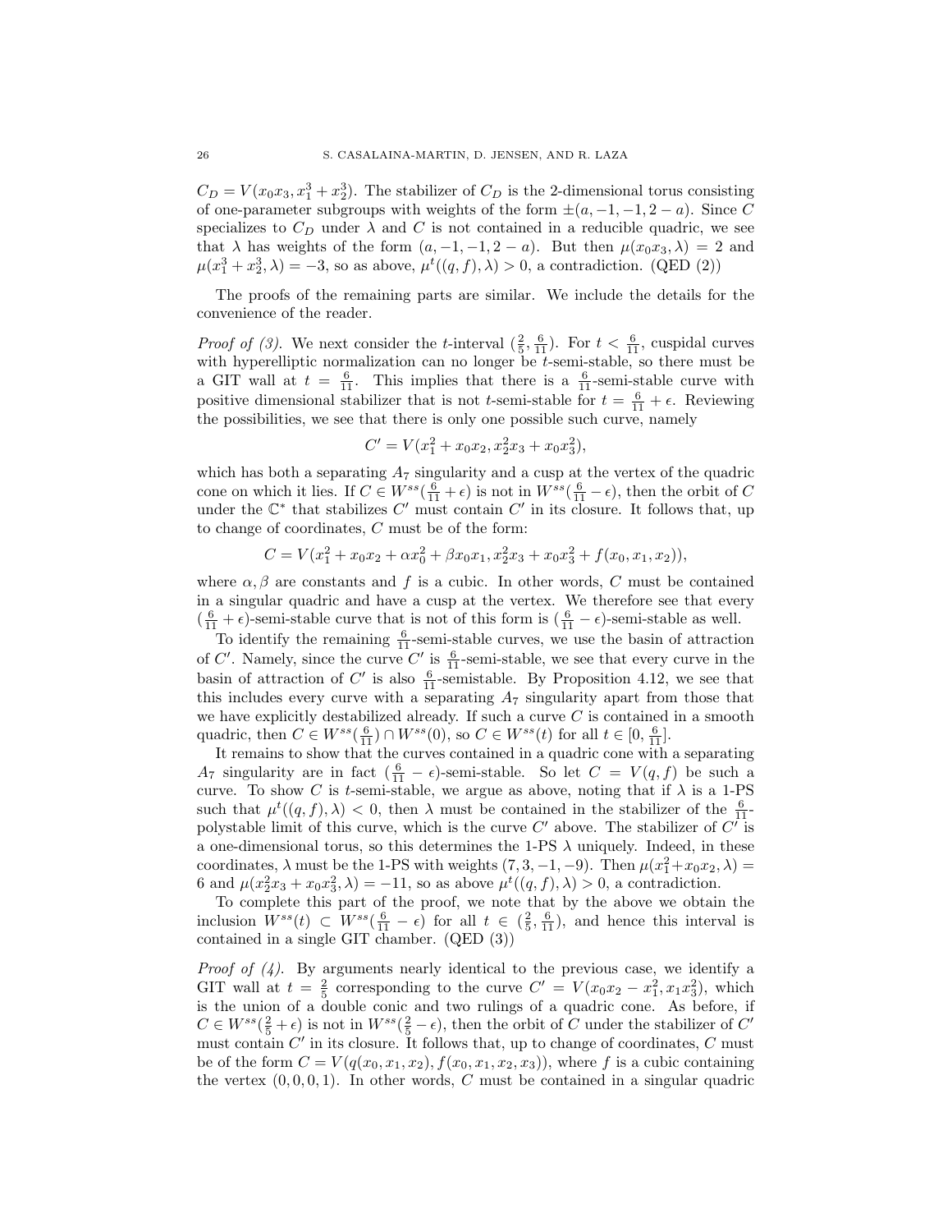$C_D = V(x_0x_3, x_1^3 + x_2^3)$. The stabilizer of $C_D$ is the 2-dimensional torus consisting of one-parameter subgroups with weights of the form $\pm(a, -1, -1, 2-a)$. Since $C$ specializes to $C_D$ under $\lambda$ and $C$ is not contained in a reducible quadric, we see that $\lambda$ has weights of the form $(a, -1, -1, 2-a)$. But then $\mu(x_0x_3, \lambda) = 2$ and $\mu(x_1^3 + x_2^3, \lambda) = -3$, so as above, $\mu^t((q, f), \lambda) > 0$, a contradiction. (QED (2))

The proofs of the remaining parts are similar. We include the details for the convenience of the reader.

*Proof of (3).* We next consider the $t$-interval $(\frac{2}{5}, \frac{6}{11})$. For $t < \frac{6}{11}$, cuspidal curves with hyperelliptic normalization can no longer be $t$-semi-stable, so there must be a GIT wall at $t = \frac{6}{11}$. This implies that there is a $\frac{6}{11}$-semi-stable curve with positive dimensional stabilizer that is not $t$-semi-stable for $t = \frac{6}{11} + \epsilon$. Reviewing the possibilities, we see that there is only one possible such curve, namely

$$C' = V(x_1^2 + x_0x_2, x_2^2x_3 + x_0x_3^2),$$

which has both a separating $A_7$ singularity and a cusp at the vertex of the quadric cone on which it lies. If $C \in W^{ss}(\frac{6}{11} + \epsilon)$ is not in $W^{ss}(\frac{6}{11} - \epsilon)$, then the orbit of $C$ under the $\mathbb{C}^*$ that stabilizes $C'$ must contain $C'$ in its closure. It follows that, up to change of coordinates, $C$ must be of the form:

$$C = V(x_1^2 + x_0x_2 + \alpha x_0^2 + \beta x_0x_1, x_2^2x_3 + x_0x_3^2 + f(x_0, x_1, x_2)),$$

where $\alpha, \beta$ are constants and $f$ is a cubic. In other words, $C$ must be contained in a singular quadric and have a cusp at the vertex. We therefore see that every $(\frac{6}{11} + \epsilon)$-semi-stable curve that is not of this form is $(\frac{6}{11} - \epsilon)$-semi-stable as well.

To identify the remaining $\frac{6}{11}$-semi-stable curves, we use the basin of attraction of $C'$. Namely, since the curve $C'$ is $\frac{6}{11}$-semi-stable, we see that every curve in the basin of attraction of $C'$ is also $\frac{6}{11}$-semistable. By Proposition 4.12, we see that this includes every curve with a separating $A_7$ singularity apart from those that we have explicitly destabilized already. If such a curve $C$ is contained in a smooth quadric, then $C \in W^{ss}(\frac{6}{11}) \cap W^{ss}(0)$, so $C \in W^{ss}(t)$ for all $t \in [0, \frac{6}{11}]$.

It remains to show that the curves contained in a quadric cone with a separating $A_7$ singularity are in fact $(\frac{6}{11} - \epsilon)$-semi-stable. So let $C = V(q, f)$ be such a curve. To show $C$ is $t$-semi-stable, we argue as above, noting that if $\lambda$ is a 1-PS such that $\mu^t((q, f), \lambda) < 0$, then $\lambda$ must be contained in the stabilizer of the $\frac{6}{11}$-polystable limit of this curve, which is the curve $C'$ above. The stabilizer of $C'$ is a one-dimensional torus, so this determines the 1-PS $\lambda$ uniquely. Indeed, in these coordinates, $\lambda$ must be the 1-PS with weights $(7, 3, -1, -9)$. Then $\mu(x_1^2 + x_0x_2, \lambda) = 6$ and $\mu(x_2^2x_3 + x_0x_3^2, \lambda) = -11$, so as above $\mu^t((q, f), \lambda) > 0$, a contradiction.

To complete this part of the proof, we note that by the above we obtain the inclusion $W^{ss}(t) \subset W^{ss}(\frac{6}{11} - \epsilon)$ for all $t \in (\frac{2}{5}, \frac{6}{11})$, and hence this interval is contained in a single GIT chamber. (QED (3))

*Proof of (4).* By arguments nearly identical to the previous case, we identify a GIT wall at $t = \frac{2}{5}$ corresponding to the curve $C' = V(x_0x_2 - x_1^2, x_1x_3^2)$, which is the union of a double conic and two rulings of a quadric cone. As before, if $C \in W^{ss}(\frac{2}{5} + \epsilon)$ is not in $W^{ss}(\frac{2}{5} - \epsilon)$, then the orbit of $C$ under the stabilizer of $C'$ must contain $C'$ in its closure. It follows that, up to change of coordinates, $C$ must be of the form $C = V(q(x_0, x_1, x_2), f(x_0, x_1, x_2, x_3))$, where $f$ is a cubic containing the vertex $(0, 0, 0, 1)$. In other words, $C$ must be contained in a singular quadric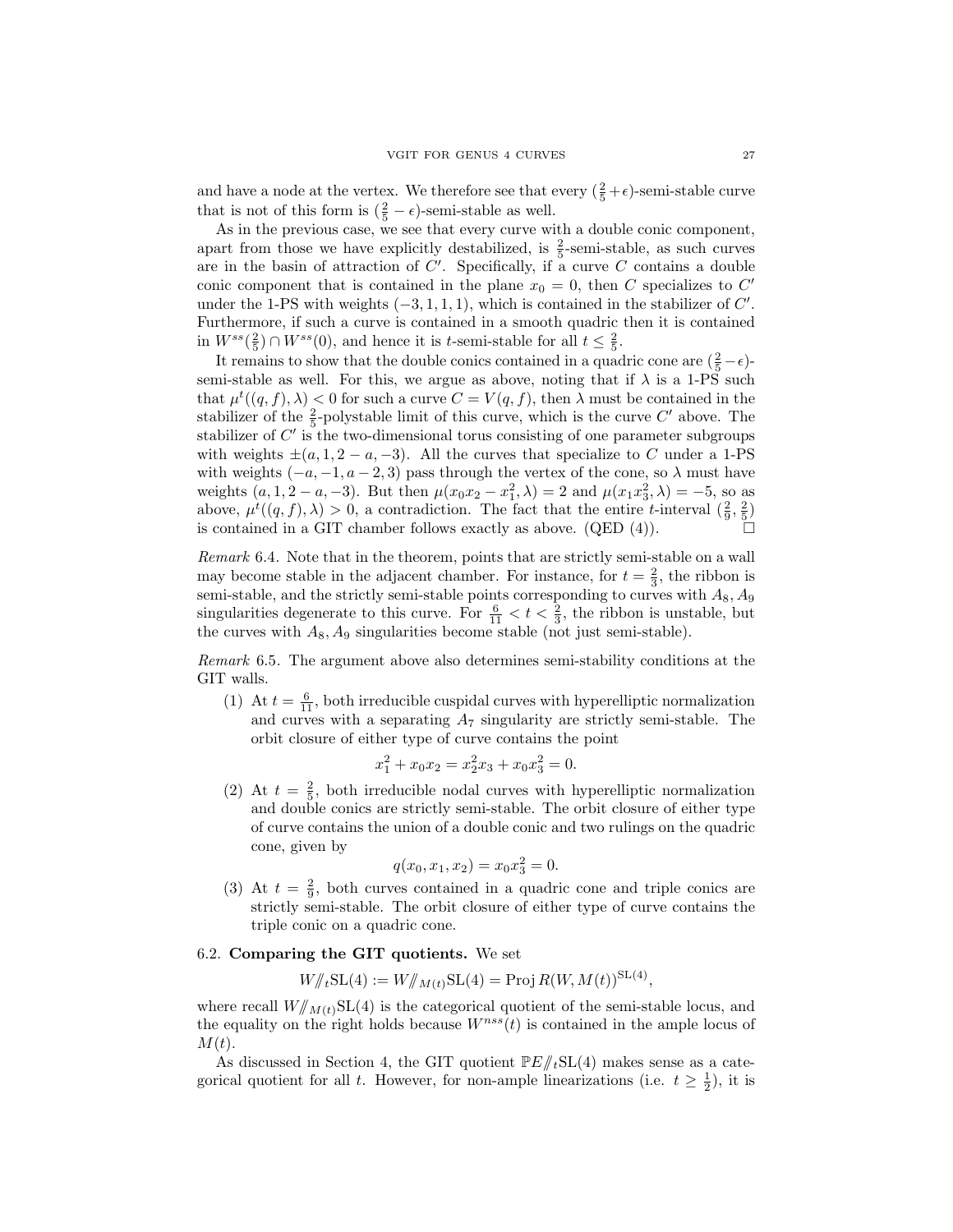and have a node at the vertex. We therefore see that every $(\frac{2}{5}+\epsilon)$-semi-stable curve that is not of this form is $(\frac{2}{5}-\epsilon)$-semi-stable as well.

As in the previous case, we see that every curve with a double conic component, apart from those we have explicitly destabilized, is $\frac{2}{5}$-semi-stable, as such curves are in the basin of attraction of $C'$. Specifically, if a curve $C$ contains a double conic component that is contained in the plane $x_0 = 0$, then $C$ specializes to $C'$ under the 1-PS with weights $(-3, 1, 1, 1)$, which is contained in the stabilizer of $C'$. Furthermore, if such a curve is contained in a smooth quadric then it is contained in $W^{ss}(\frac{2}{5}) \cap W^{ss}(0)$, and hence it is $t$-semi-stable for all $t \leq \frac{2}{5}$.

It remains to show that the double conics contained in a quadric cone are $(\frac{2}{5}-\epsilon)$-semi-stable as well. For this, we argue as above, noting that if $\lambda$ is a 1-PS such that $\mu^t((q,f),\lambda) < 0$ for such a curve $C = V(q,f)$, then $\lambda$ must be contained in the stabilizer of the $\frac{2}{5}$-polystable limit of this curve, which is the curve $C'$ above. The stabilizer of $C'$ is the two-dimensional torus consisting of one parameter subgroups with weights $\pm(a, 1, 2-a, -3)$. All the curves that specialize to $C$ under a 1-PS with weights $(-a, -1, a-2, 3)$ pass through the vertex of the cone, so $\lambda$ must have weights $(a, 1, 2-a, -3)$. But then $\mu(x_0x_2 - x_1^2, \lambda) = 2$ and $\mu(x_1x_3^2, \lambda) = -5$, so as above, $\mu^t((q,f),\lambda) > 0$, a contradiction. The fact that the entire $t$-interval $(\frac{2}{9}, \frac{2}{5})$ is contained in a GIT chamber follows exactly as above. (QED (4)). $\square$

*Remark* 6.4. Note that in the theorem, points that are strictly semi-stable on a wall may become stable in the adjacent chamber. For instance, for $t = \frac{2}{3}$, the ribbon is semi-stable, and the strictly semi-stable points corresponding to curves with $A_8, A_9$ singularities degenerate to this curve. For $\frac{6}{11} < t < \frac{2}{3}$, the ribbon is unstable, but the curves with $A_8, A_9$ singularities become stable (not just semi-stable).

*Remark* 6.5. The argument above also determines semi-stability conditions at the GIT walls.

(1) At $t = \frac{6}{11}$, both irreducible cuspidal curves with hyperelliptic normalization and curves with a separating $A_7$ singularity are strictly semi-stable. The orbit closure of either type of curve contains the point
$$x_1^2 + x_0x_2 = x_2^2x_3 + x_0x_3^2 = 0.$$

(2) At $t = \frac{2}{5}$, both irreducible nodal curves with hyperelliptic normalization and double conics are strictly semi-stable. The orbit closure of either type of curve contains the union of a double conic and two rulings on the quadric cone, given by
$$q(x_0, x_1, x_2) = x_0x_3^2 = 0.$$

(3) At $t = \frac{2}{9}$, both curves contained in a quadric cone and triple conics are strictly semi-stable. The orbit closure of either type of curve contains the triple conic on a quadric cone.

### 6.2. Comparing the GIT quotients.

We set
$$W/\!\!/_t\mathrm{SL}(4) := W/\!\!/_{M(t)}\mathrm{SL}(4) = \operatorname{Proj} R(W, M(t))^{\mathrm{SL}(4)},$$
where recall $W/\!\!/_{M(t)}\mathrm{SL}(4)$ is the categorical quotient of the semi-stable locus, and the equality on the right holds because $W^{nss}(t)$ is contained in the ample locus of $M(t)$.

As discussed in Section 4, the GIT quotient $\mathbb{P}E/\!\!/_t\mathrm{SL}(4)$ makes sense as a categorical quotient for all $t$. However, for non-ample linearizations (i.e. $t \geq \frac{1}{2}$), it is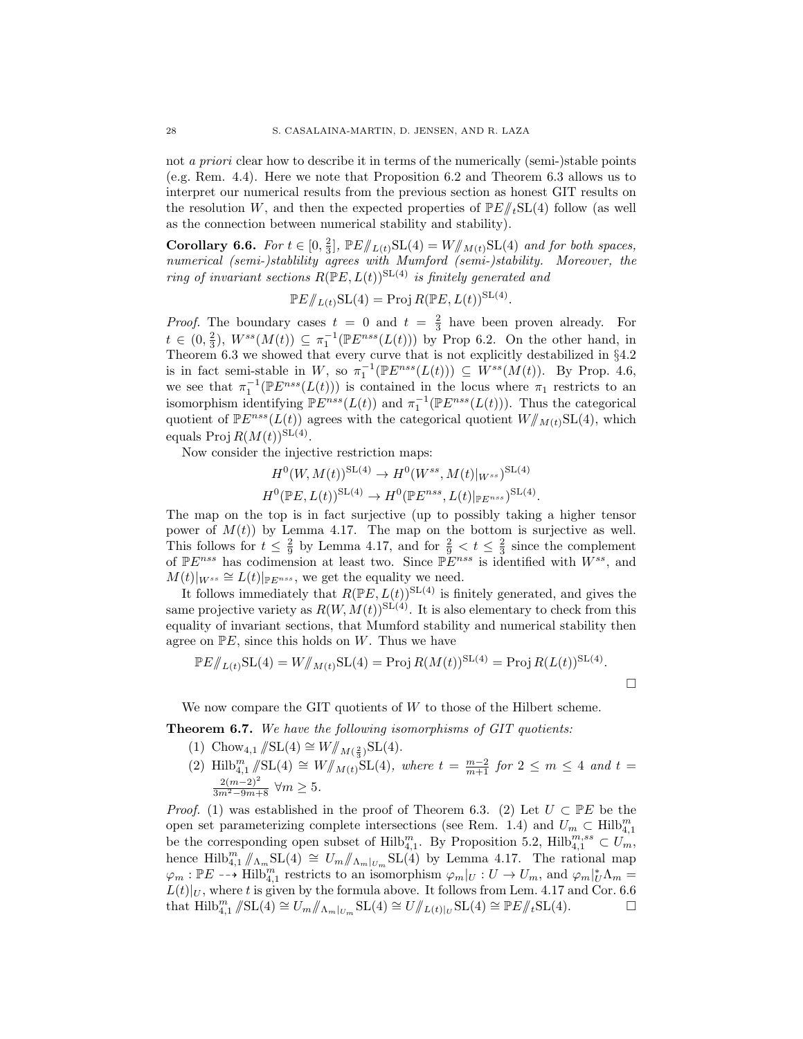not *a priori* clear how to describe it in terms of the numerically (semi-)stable points (e.g. Rem. 4.4). Here we note that Proposition 6.2 and Theorem 6.3 allows us to interpret our numerical results from the previous section as honest GIT results on the resolution $W$, and then the expected properties of $\mathbb{P}E/\!\!/_t\mathrm{SL}(4)$ follow (as well as the connection between numerical stability and stability).

**Corollary 6.6.** *For $t \in [0, \frac{2}{3}]$, $\mathbb{P}E/\!\!/_{L(t)}\mathrm{SL}(4) = W/\!\!/_{M(t)}\mathrm{SL}(4)$ and for both spaces, numerical (semi-)stablility agrees with Mumford (semi-)stability. Moreover, the ring of invariant sections $R(\mathbb{P}E, L(t))^{\mathrm{SL}(4)}$ is finitely generated and*

$$\mathbb{P}E/\!\!/_{L(t)}\mathrm{SL}(4) = \operatorname{Proj} R(\mathbb{P}E, L(t))^{\mathrm{SL}(4)}.$$

*Proof.* The boundary cases $t = 0$ and $t = \frac{2}{3}$ have been proven already. For $t \in (0, \frac{2}{3})$, $W^{ss}(M(t)) \subseteq \pi_1^{-1}(\mathbb{P}E^{nss}(L(t)))$ by Prop 6.2. On the other hand, in Theorem 6.3 we showed that every curve that is not explicitly destabilized in §4.2 is in fact semi-stable in $W$, so $\pi_1^{-1}(\mathbb{P}E^{nss}(L(t))) \subseteq W^{ss}(M(t))$. By Prop. 4.6, we see that $\pi_1^{-1}(\mathbb{P}E^{nss}(L(t)))$ is contained in the locus where $\pi_1$ restricts to an isomorphism identifying $\mathbb{P}E^{nss}(L(t))$ and $\pi_1^{-1}(\mathbb{P}E^{nss}(L(t)))$. Thus the categorical quotient of $\mathbb{P}E^{nss}(L(t))$ agrees with the categorical quotient $W/\!\!/_{M(t)}\mathrm{SL}(4)$, which equals $\operatorname{Proj} R(M(t))^{\mathrm{SL}(4)}$.

Now consider the injective restriction maps:

$$H^0(W, M(t))^{\mathrm{SL}(4)} \to H^0(W^{ss}, M(t)|_{W^{ss}})^{\mathrm{SL}(4)}$$
$$H^0(\mathbb{P}E, L(t))^{\mathrm{SL}(4)} \to H^0(\mathbb{P}E^{nss}, L(t)|_{\mathbb{P}E^{nss}})^{\mathrm{SL}(4)}.$$

The map on the top is in fact surjective (up to possibly taking a higher tensor power of $M(t)$) by Lemma 4.17. The map on the bottom is surjective as well. This follows for $t \leq \frac{2}{9}$ by Lemma 4.17, and for $\frac{2}{9} < t \leq \frac{2}{3}$ since the complement of $\mathbb{P}E^{nss}$ has codimension at least two. Since $\mathbb{P}E^{nss}$ is identified with $W^{ss}$, and $M(t)|_{W^{ss}} \cong L(t)|_{\mathbb{P}E^{nss}}$, we get the equality we need.

It follows immediately that $R(\mathbb{P}E, L(t))^{\mathrm{SL}(4)}$ is finitely generated, and gives the same projective variety as $R(W, M(t))^{\mathrm{SL}(4)}$. It is also elementary to check from this equality of invariant sections, that Mumford stability and numerical stability then agree on $\mathbb{P}E$, since this holds on $W$. Thus we have

$$\mathbb{P}E/\!\!/_{L(t)}\mathrm{SL}(4) = W/\!\!/_{M(t)}\mathrm{SL}(4) = \operatorname{Proj} R(M(t))^{\mathrm{SL}(4)} = \operatorname{Proj} R(L(t))^{\mathrm{SL}(4)}.$$

$\square$

We now compare the GIT quotients of $W$ to those of the Hilbert scheme.

**Theorem 6.7.** *We have the following isomorphisms of GIT quotients:*

1. $\mathrm{Chow}_{4,1}/\!\!/\mathrm{SL}(4) \cong W/\!\!/_{M(\frac{2}{3})}\mathrm{SL}(4)$.
2. $\mathrm{Hilb}^m_{4,1}/\!\!/\mathrm{SL}(4) \cong W/\!\!/_{M(t)}\mathrm{SL}(4)$*, where* $t = \frac{m-2}{m+1}$ *for* $2 \leq m \leq 4$ *and* $t = \frac{2(m-2)^2}{3m^2-9m+8}$ $\forall m \geq 5$.

*Proof.* (1) was established in the proof of Theorem 6.3. (2) Let $U \subset \mathbb{P}E$ be the open set parameterizing complete intersections (see Rem. 1.4) and $U_m \subset \mathrm{Hilb}^m_{4,1}$ be the corresponding open subset of $\mathrm{Hilb}^m_{4,1}$. By Proposition 5.2, $\mathrm{Hilb}^{m,ss}_{4,1} \subset U_m$, hence $\mathrm{Hilb}^m_{4,1}/\!\!/_{\Lambda_m}\mathrm{SL}(4) \cong U_m/\!\!/_{\Lambda_m|_{U_m}}\mathrm{SL}(4)$ by Lemma 4.17. The rational map $\varphi_m : \mathbb{P}E \dashrightarrow \mathrm{Hilb}^m_{4,1}$ restricts to an isomorphism $\varphi_m|_U : U \to U_m$, and $\varphi_m|_U^*\Lambda_m = L(t)|_U$, where $t$ is given by the formula above. It follows from Lem. 4.17 and Cor. 6.6 that $\mathrm{Hilb}^m_{4,1}/\!\!/\mathrm{SL}(4) \cong U_m/\!\!/_{\Lambda_m|_{U_m}}\mathrm{SL}(4) \cong U/\!\!/_{L(t)|_U}\mathrm{SL}(4) \cong \mathbb{P}E/\!\!/_t\mathrm{SL}(4)$. $\square$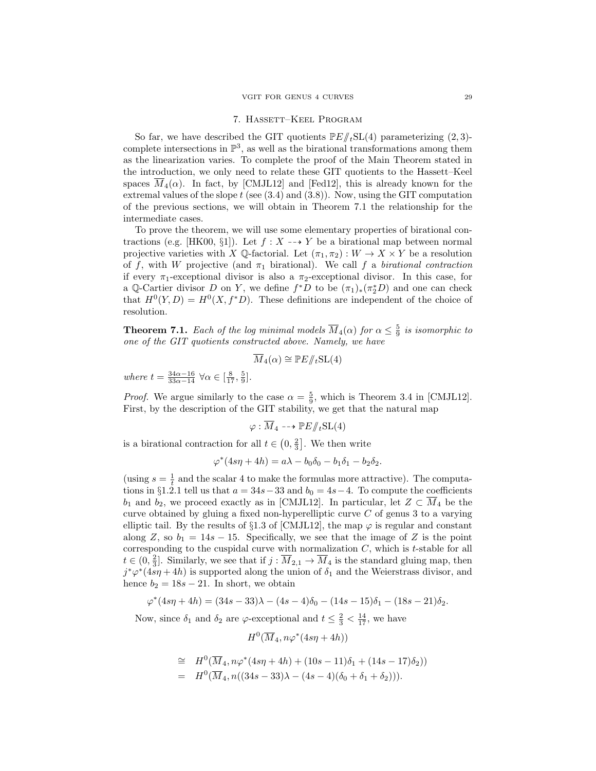## 7. Hassett–Keel Program

So far, we have described the GIT quotients $\mathbb{P}E/\!\!/_t\mathrm{SL}(4)$ parameterizing $(2,3)$-complete intersections in $\mathbb{P}^3$, as well as the birational transformations among them as the linearization varies. To complete the proof of the Main Theorem stated in the introduction, we only need to relate these GIT quotients to the Hassett–Keel spaces $\overline{M}_4(\alpha)$. In fact, by [CMJL12] and [Fed12], this is already known for the extremal values of the slope $t$ (see (3.4) and (3.8)). Now, using the GIT computation of the previous sections, we will obtain in Theorem 7.1 the relationship for the intermediate cases.

To prove the theorem, we will use some elementary properties of birational contractions (e.g. [HK00, §1]). Let $f : X \dashrightarrow Y$ be a birational map between normal projective varieties with $X$ $\mathbb{Q}$-factorial. Let $(\pi_1, \pi_2) : W \to X \times Y$ be a resolution of $f$, with $W$ projective (and $\pi_1$ birational). We call $f$ a *birational contraction* if every $\pi_1$-exceptional divisor is also a $\pi_2$-exceptional divisor. In this case, for a $\mathbb{Q}$-Cartier divisor $D$ on $Y$, we define $f^*D$ to be $(\pi_1)_*(\pi_2^*D)$ and one can check that $H^0(Y, D) = H^0(X, f^*D)$. These definitions are independent of the choice of resolution.

**Theorem 7.1.** *Each of the log minimal models $\overline{M}_4(\alpha)$ for $\alpha \leq \frac{5}{9}$ is isomorphic to one of the GIT quotients constructed above. Namely, we have*

$$\overline{M}_4(\alpha) \cong \mathbb{P}E/\!\!/_t\mathrm{SL}(4)$$

*where $t = \frac{34\alpha-16}{33\alpha-14}$ $\forall \alpha \in [\frac{8}{17}, \frac{5}{9}]$.*

*Proof.* We argue similarly to the case $\alpha = \frac{5}{9}$, which is Theorem 3.4 in [CMJL12]. First, by the description of the GIT stability, we get that the natural map

$$\varphi : \overline{M}_4 \dashrightarrow \mathbb{P}E/\!\!/_t\mathrm{SL}(4)$$

is a birational contraction for all $t \in \left(0, \frac{2}{3}\right]$. We then write

$$\varphi^*(4s\eta + 4h) = a\lambda - b_0\delta_0 - b_1\delta_1 - b_2\delta_2.$$

(using $s = \frac{1}{t}$ and the scalar 4 to make the formulas more attractive). The computations in §1.2.1 tell us that $a = 34s - 33$ and $b_0 = 4s - 4$. To compute the coefficients $b_1$ and $b_2$, we proceed exactly as in [CMJL12]. In particular, let $Z \subset \overline{M}_4$ be the curve obtained by gluing a fixed non-hyperelliptic curve $C$ of genus 3 to a varying elliptic tail. By the results of §1.3 of [CMJL12], the map $\varphi$ is regular and constant along $Z$, so $b_1 = 14s - 15$. Specifically, we see that the image of $Z$ is the point corresponding to the cuspidal curve with normalization $C$, which is $t$-stable for all $t \in (0, \frac{2}{3}]$. Similarly, we see that if $j : \overline{M}_{2,1} \to \overline{M}_4$ is the standard gluing map, then $j^*\varphi^*(4s\eta + 4h)$ is supported along the union of $\delta_1$ and the Weierstrass divisor, and hence $b_2 = 18s - 21$. In short, we obtain

$$\varphi^*(4s\eta + 4h) = (34s - 33)\lambda - (4s - 4)\delta_0 - (14s - 15)\delta_1 - (18s - 21)\delta_2.$$

Now, since $\delta_1$ and $\delta_2$ are $\varphi$-exceptional and $t \leq \frac{2}{3} < \frac{14}{17}$, we have

$$H^0(\overline{M}_4, n\varphi^*(4s\eta + 4h))$$

$$\begin{aligned}
&\cong H^0(\overline{M}_4, n\varphi^*(4s\eta + 4h) + (10s - 11)\delta_1 + (14s - 17)\delta_2)) \\
&= H^0(\overline{M}_4, n((34s - 33)\lambda - (4s - 4)(\delta_0 + \delta_1 + \delta_2))).
\end{aligned}$$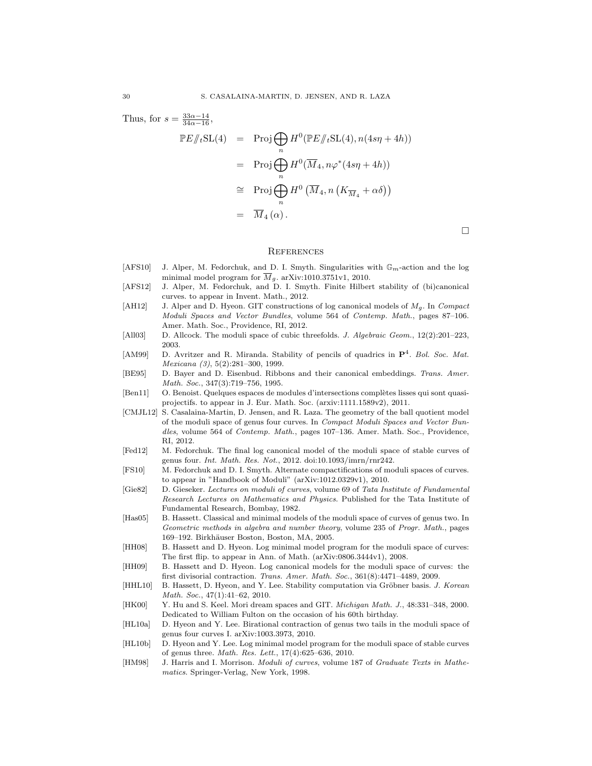Thus, for $s = \frac{33\alpha - 14}{34\alpha - 16}$,

$$
\begin{aligned}
\mathbb{P}E/\!\!/_t\mathrm{SL}(4) &= \mathrm{Proj}\bigoplus_n H^0(\mathbb{P}E/\!\!/_t\mathrm{SL}(4), n(4s\eta + 4h)) \\
&= \mathrm{Proj}\bigoplus_n H^0(\overline{M}_4, n\varphi^*(4s\eta + 4h)) \\
&\cong \mathrm{Proj}\bigoplus_n H^0\left(\overline{M}_4, n\left(K_{\overline{M}_4} + \alpha\delta\right)\right) \\
&= \overline{M}_4\left(\alpha\right).
\end{aligned}
$$

□

## References

- [AFS10] J. Alper, M. Fedorchuk, and D. I. Smyth. Singularities with $\mathbb{G}_m$-action and the log minimal model program for $\overline{M}_g$. arXiv:1010.3751v1, 2010.
- [AFS12] J. Alper, M. Fedorchuk, and D. I. Smyth. Finite Hilbert stability of (bi)canonical curves. to appear in Invent. Math., 2012.
- [AH12] J. Alper and D. Hyeon. GIT constructions of log canonical models of $M_g$. In *Compact Moduli Spaces and Vector Bundles*, volume 564 of *Contemp. Math.*, pages 87–106. Amer. Math. Soc., Providence, RI, 2012.
- [All03] D. Allcock. The moduli space of cubic threefolds. *J. Algebraic Geom.*, 12(2):201–223, 2003.
- [AM99] D. Avritzer and R. Miranda. Stability of pencils of quadrics in $\mathbf{P}^4$. *Bol. Soc. Mat. Mexicana (3)*, 5(2):281–300, 1999.
- [BE95] D. Bayer and D. Eisenbud. Ribbons and their canonical embeddings. *Trans. Amer. Math. Soc.*, 347(3):719–756, 1995.
- [Ben11] O. Benoist. Quelques espaces de modules d'intersections complètes lisses qui sont quasi-projectifs. to appear in J. Eur. Math. Soc. (arxiv:1111.1589v2), 2011.
- [CMJL12] S. Casalaina-Martin, D. Jensen, and R. Laza. The geometry of the ball quotient model of the moduli space of genus four curves. In *Compact Moduli Spaces and Vector Bundles*, volume 564 of *Contemp. Math.*, pages 107–136. Amer. Math. Soc., Providence, RI, 2012.
- [Fed12] M. Fedorchuk. The final log canonical model of the moduli space of stable curves of genus four. *Int. Math. Res. Not.*, 2012. doi:10.1093/imrn/rnr242.
- [FS10] M. Fedorchuk and D. I. Smyth. Alternate compactifications of moduli spaces of curves. to appear in "Handbook of Moduli" (arXiv:1012.0329v1), 2010.
- [Gie82] D. Gieseker. *Lectures on moduli of curves*, volume 69 of *Tata Institute of Fundamental Research Lectures on Mathematics and Physics*. Published for the Tata Institute of Fundamental Research, Bombay, 1982.
- [Has05] B. Hassett. Classical and minimal models of the moduli space of curves of genus two. In *Geometric methods in algebra and number theory*, volume 235 of *Progr. Math.*, pages 169–192. Birkhäuser Boston, Boston, MA, 2005.
- [HH08] B. Hassett and D. Hyeon. Log minimal model program for the moduli space of curves: The first flip. to appear in Ann. of Math. (arXiv:0806.3444v1), 2008.
- [HH09] B. Hassett and D. Hyeon. Log canonical models for the moduli space of curves: the first divisorial contraction. *Trans. Amer. Math. Soc.*, 361(8):4471–4489, 2009.
- [HHL10] B. Hassett, D. Hyeon, and Y. Lee. Stability computation via Gröbner basis. *J. Korean Math. Soc.*, 47(1):41–62, 2010.
- [HK00] Y. Hu and S. Keel. Mori dream spaces and GIT. *Michigan Math. J.*, 48:331–348, 2000. Dedicated to William Fulton on the occasion of his 60th birthday.
- [HL10a] D. Hyeon and Y. Lee. Birational contraction of genus two tails in the moduli space of genus four curves I. arXiv:1003.3973, 2010.
- [HL10b] D. Hyeon and Y. Lee. Log minimal model program for the moduli space of stable curves of genus three. *Math. Res. Lett.*, 17(4):625–636, 2010.
- [HM98] J. Harris and I. Morrison. *Moduli of curves*, volume 187 of *Graduate Texts in Mathematics*. Springer-Verlag, New York, 1998.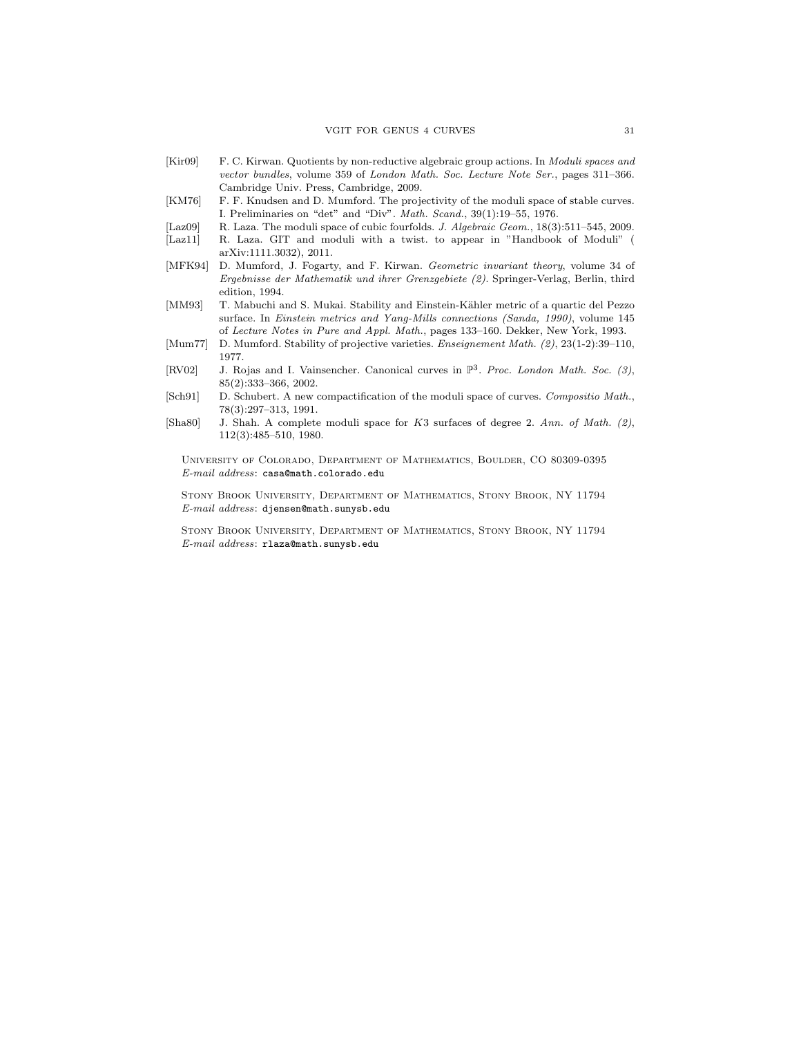- [Kir09] F. C. Kirwan. Quotients by non-reductive algebraic group actions. In *Moduli spaces and vector bundles*, volume 359 of *London Math. Soc. Lecture Note Ser.*, pages 311–366. Cambridge Univ. Press, Cambridge, 2009.
- [KM76] F. F. Knudsen and D. Mumford. The projectivity of the moduli space of stable curves. I. Preliminaries on "det" and "Div". *Math. Scand.*, 39(1):19–55, 1976.
- [Laz09] R. Laza. The moduli space of cubic fourfolds. *J. Algebraic Geom.*, 18(3):511–545, 2009.
- [Laz11] R. Laza. GIT and moduli with a twist. to appear in "Handbook of Moduli" ( arXiv:1111.3032), 2011.
- [MFK94] D. Mumford, J. Fogarty, and F. Kirwan. *Geometric invariant theory*, volume 34 of *Ergebnisse der Mathematik und ihrer Grenzgebiete (2)*. Springer-Verlag, Berlin, third edition, 1994.
- [MM93] T. Mabuchi and S. Mukai. Stability and Einstein-Kähler metric of a quartic del Pezzo surface. In *Einstein metrics and Yang-Mills connections (Sanda, 1990)*, volume 145 of *Lecture Notes in Pure and Appl. Math.*, pages 133–160. Dekker, New York, 1993.
- [Mum77] D. Mumford. Stability of projective varieties. *Enseignement Math. (2)*, 23(1-2):39–110, 1977.
- [RV02] J. Rojas and I. Vainsencher. Canonical curves in $\mathbb{P}^3$. *Proc. London Math. Soc. (3)*, 85(2):333–366, 2002.
- [Sch91] D. Schubert. A new compactification of the moduli space of curves. *Compositio Math.*, 78(3):297–313, 1991.
- [Sha80] J. Shah. A complete moduli space for $K3$ surfaces of degree 2. *Ann. of Math. (2)*, 112(3):485–510, 1980.

University of Colorado, Department of Mathematics, Boulder, CO 80309-0395
*E-mail address*: casa@math.colorado.edu

Stony Brook University, Department of Mathematics, Stony Brook, NY 11794
*E-mail address*: djensen@math.sunysb.edu

Stony Brook University, Department of Mathematics, Stony Brook, NY 11794
*E-mail address*: rlaza@math.sunysb.edu